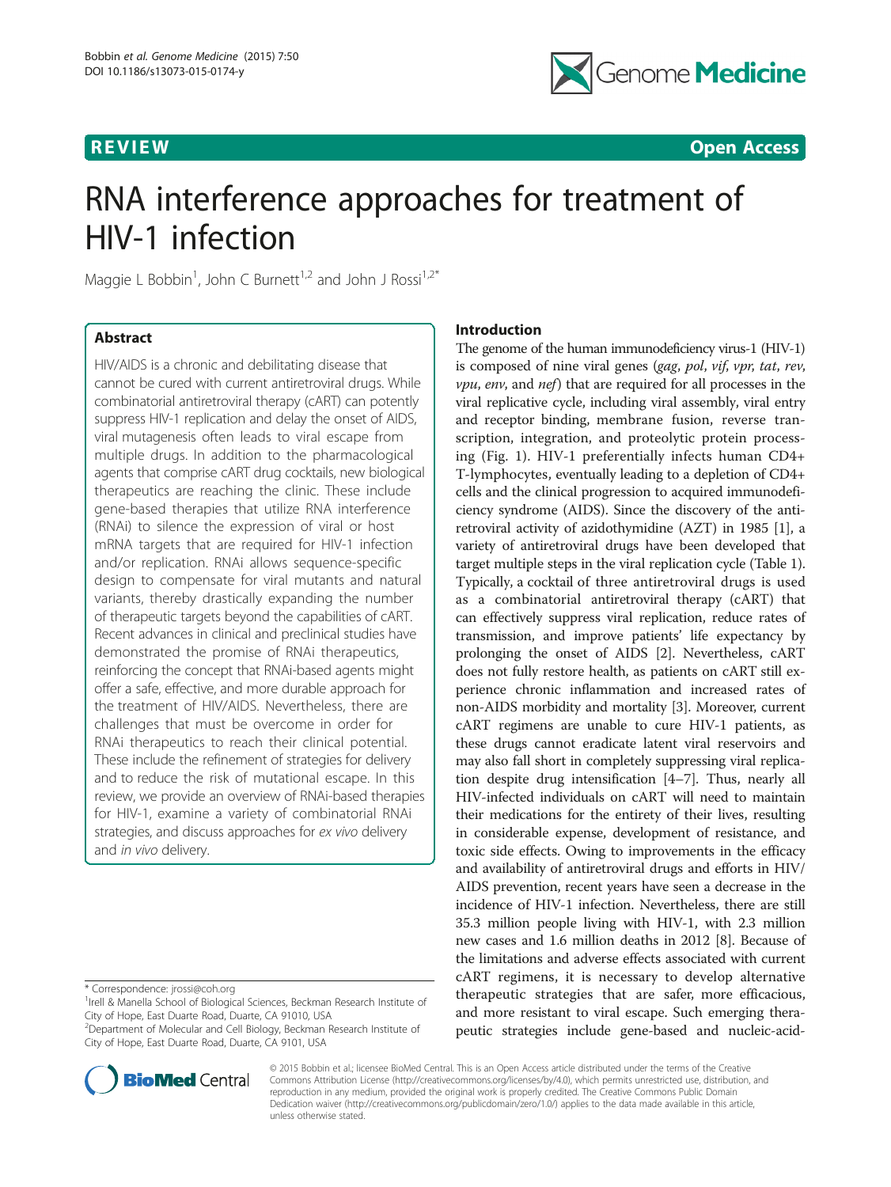REVIEW

Open Access

# RNA interference approaches for treatment of HIV-1 infection

Maggie L Bobbin[1], John C Burnett[1,2] and John J Rossi[1,2*]

## Abstract

HIV/AIDS is a chronic and debilitating disease that cannot be cured with current antiretroviral drugs. While combinatorial antiretroviral therapy (cART) can potently suppress HIV-1 replication and delay the onset of AIDS, viral mutagenesis often leads to viral escape from multiple drugs. In addition to the pharmacological agents that comprise cART drug cocktails, new biological therapeutics are reaching the clinic. These include gene-based therapies that utilize RNA interference (RNAi) to silence the expression of viral or host mRNA targets that are required for HIV-1 infection and/or replication. RNAi allows sequence-specific design to compensate for viral mutants and natural variants, thereby drastically expanding the number of therapeutic targets beyond the capabilities of cART. Recent advances in clinical and preclinical studies have demonstrated the promise of RNAi therapeutics, reinforcing the concept that RNAi-based agents might offer a safe, effective, and more durable approach for the treatment of HIV/AIDS. Nevertheless, there are challenges that must be overcome in order for RNAi therapeutics to reach their clinical potential. These include the refinement of strategies for delivery and to reduce the risk of mutational escape. In this review, we provide an overview of RNAi-based therapies for HIV-1, examine a variety of combinatorial RNAi strategies, and discuss approaches for *ex vivo* delivery and *in vivo* delivery.

## Introduction

The genome of the human immunodeficiency virus-1 (HIV-1) is composed of nine viral genes (*gag*, *pol*, *vif*, *vpr*, *tat*, *rev*, *vpu*, *env*, and *nef*) that are required for all processes in the viral replicative cycle, including viral assembly, viral entry and receptor binding, membrane fusion, reverse transcription, integration, and proteolytic protein processing (Fig. 1). HIV-1 preferentially infects human CD4+ T-lymphocytes, eventually leading to a depletion of CD4+ cells and the clinical progression to acquired immunodeficiency syndrome (AIDS). Since the discovery of the antiretroviral activity of azidothymidine (AZT) in 1985 [1], a variety of antiretroviral drugs have been developed that target multiple steps in the viral replication cycle (Table 1). Typically, a cocktail of three antiretroviral drugs is used as a combinatorial antiretroviral therapy (cART) that can effectively suppress viral replication, reduce rates of transmission, and improve patients' life expectancy by prolonging the onset of AIDS [2]. Nevertheless, cART does not fully restore health, as patients on cART still experience chronic inflammation and increased rates of non-AIDS morbidity and mortality [3]. Moreover, current cART regimens are unable to cure HIV-1 patients, as these drugs cannot eradicate latent viral reservoirs and may also fall short in completely suppressing viral replication despite drug intensification [4–7]. Thus, nearly all HIV-infected individuals on cART will need to maintain their medications for the entirety of their lives, resulting in considerable expense, development of resistance, and toxic side effects. Owing to improvements in the efficacy and availability of antiretroviral drugs and efforts in HIV/AIDS prevention, recent years have seen a decrease in the incidence of HIV-1 infection. Nevertheless, there are still 35.3 million people living with HIV-1, with 2.3 million new cases and 1.6 million deaths in 2012 [8]. Because of the limitations and adverse effects associated with current cART regimens, it is necessary to develop alternative therapeutic strategies that are safer, more efficacious, and more resistant to viral escape. Such emerging therapeutic strategies include gene-based and nucleic-acid-

\* Correspondence: jrossi@coh.org
[1]Irell & Manella School of Biological Sciences, Beckman Research Institute of City of Hope, East Duarte Road, Duarte, CA 91010, USA
[2]Department of Molecular and Cell Biology, Beckman Research Institute of City of Hope, East Duarte Road, Duarte, CA 9101, USA

© 2015 Bobbin et al.; licensee BioMed Central. This is an Open Access article distributed under the terms of the Creative Commons Attribution License (http://creativecommons.org/licenses/by/4.0), which permits unrestricted use, distribution, and reproduction in any medium, provided the original work is properly credited. The Creative Commons Public Domain Dedication waiver (http://creativecommons.org/publicdomain/zero/1.0/) applies to the data made available in this article, unless otherwise stated.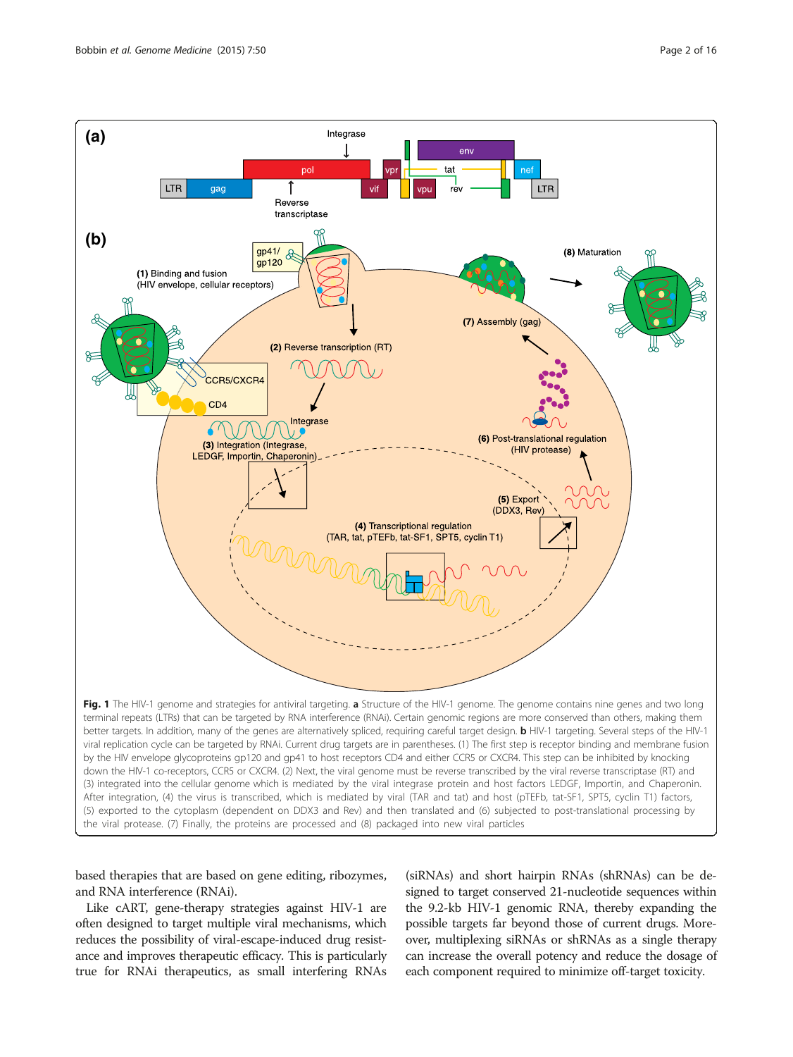**Fig. 1** The HIV-1 genome and strategies for antiviral targeting. **a** Structure of the HIV-1 genome. The genome contains nine genes and two long terminal repeats (LTRs) that can be targeted by RNA interference (RNAi). Certain genomic regions are more conserved than others, making them better targets. In addition, many of the genes are alternatively spliced, requiring careful target design. **b** HIV-1 targeting. Several steps of the HIV-1 viral replication cycle can be targeted by RNAi. Current drug targets are in parentheses. (1) The first step is receptor binding and membrane fusion by the HIV envelope glycoproteins gp120 and gp41 to host receptors CD4 and either CCR5 or CXCR4. This step can be inhibited by knocking down the HIV-1 co-receptors, CCR5 or CXCR4. (2) Next, the viral genome must be reverse transcribed by the viral reverse transcriptase (RT) and (3) integrated into the cellular genome which is mediated by the viral integrase protein and host factors LEDGF, Importin, and Chaperonin. After integration, (4) the virus is transcribed, which is mediated by viral (TAR and tat) and host (pTEFb, tat-SF1, SPT5, cyclin T1) factors, (5) exported to the cytoplasm (dependent on DDX3 and Rev) and then translated and (6) subjected to post-translational processing by the viral protease. (7) Finally, the proteins are processed and (8) packaged into new viral particles

based therapies that are based on gene editing, ribozymes, and RNA interference (RNAi).

Like cART, gene-therapy strategies against HIV-1 are often designed to target multiple viral mechanisms, which reduces the possibility of viral-escape-induced drug resistance and improves therapeutic efficacy. This is particularly true for RNAi therapeutics, as small interfering RNAs (siRNAs) and short hairpin RNAs (shRNAs) can be designed to target conserved 21-nucleotide sequences within the 9.2-kb HIV-1 genomic RNA, thereby expanding the possible targets far beyond those of current drugs. Moreover, multiplexing siRNAs or shRNAs as a single therapy can increase the overall potency and reduce the dosage of each component required to minimize off-target toxicity.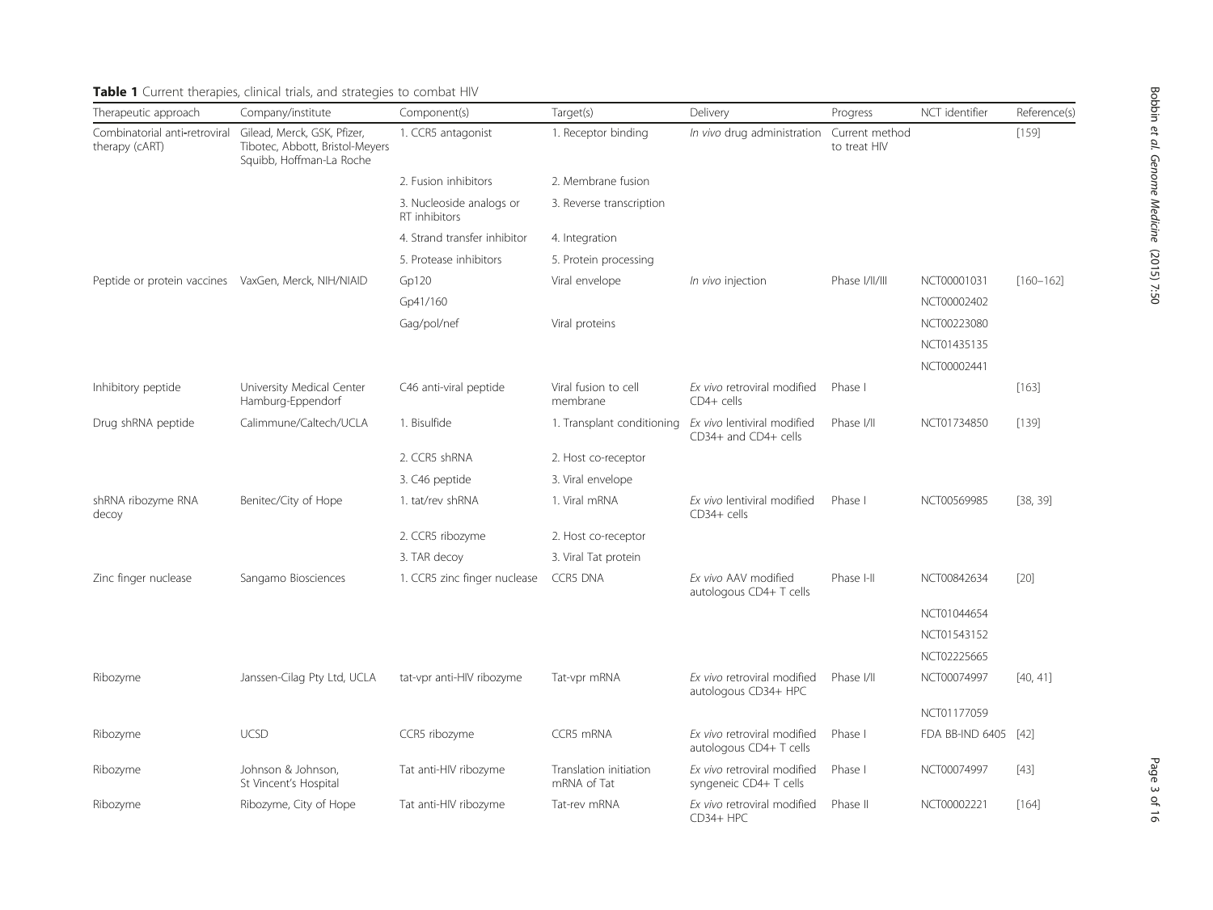**Table 1** Current therapies, clinical trials, and strategies to combat HIV

| Therapeutic approach | Company/institute | Component(s) | Target(s) | Delivery | Progress | NCT identifier | Reference(s) |
|---|---|---|---|---|---|---|---|
| Combinatorial anti-retroviral therapy (cART) | Gilead, Merck, GSK, Pfizer, Tibotec, Abbott, Bristol-Meyers Squibb, Hoffman-La Roche | 1. CCR5 antagonist | 1. Receptor binding | *In vivo* drug administration | Current method to treat HIV | | [159] |
| | | 2. Fusion inhibitors | 2. Membrane fusion | | | | |
| | | 3. Nucleoside analogs or RT inhibitors | 3. Reverse transcription | | | | |
| | | 4. Strand transfer inhibitor | 4. Integration | | | | |
| | | 5. Protease inhibitors | 5. Protein processing | | | | |
| Peptide or protein vaccines | VaxGen, Merck, NIH/NIAID | Gp120 | Viral envelope | *In vivo* injection | Phase I/II/III | NCT00001031 | [160–162] |
| | | Gp41/160 | | | | NCT00002402 | |
| | | Gag/pol/nef | Viral proteins | | | NCT00223080 | |
| | | | | | | NCT01435135 | |
| | | | | | | NCT00002441 | |
| Inhibitory peptide | University Medical Center Hamburg-Eppendorf | C46 anti-viral peptide | Viral fusion to cell membrane | *Ex vivo* retroviral modified CD4+ cells | Phase I | | [163] |
| Drug shRNA peptide | Calimmune/Caltech/UCLA | 1. Bisulfide | 1. Transplant conditioning | *Ex vivo* lentiviral modified CD34+ and CD4+ cells | Phase I/II | NCT01734850 | [139] |
| | | 2. CCR5 shRNA | 2. Host co-receptor | | | | |
| | | 3. C46 peptide | 3. Viral envelope | | | | |
| shRNA ribozyme RNA decoy | Benitec/City of Hope | 1. tat/rev shRNA | 1. Viral mRNA | *Ex vivo* lentiviral modified CD34+ cells | Phase I | NCT00569985 | [38, 39] |
| | | 2. CCR5 ribozyme | 2. Host co-receptor | | | | |
| | | 3. TAR decoy | 3. Viral Tat protein | | | | |
| Zinc finger nuclease | Sangamo Biosciences | 1. CCR5 zinc finger nuclease | CCR5 DNA | *Ex vivo* AAV modified autologous CD4+ T cells | Phase I-II | NCT00842634 | [20] |
| | | | | | | NCT01044654 | |
| | | | | | | NCT01543152 | |
| | | | | | | NCT02225665 | |
| Ribozyme | Janssen-Cilag Pty Ltd, UCLA | tat-vpr anti-HIV ribozyme | Tat-vpr mRNA | *Ex vivo* retroviral modified autologous CD34+ HPC | Phase I/II | NCT00074997 | [40, 41] |
| | | | | | | NCT01177059 | |
| Ribozyme | UCSD | CCR5 ribozyme | CCR5 mRNA | *Ex vivo* retroviral modified autologous CD4+ T cells | Phase I | FDA BB-IND 6405 | [42] |
| Ribozyme | Johnson & Johnson, St Vincent's Hospital | Tat anti-HIV ribozyme | Translation initiation mRNA of Tat | *Ex vivo* retroviral modified syngeneic CD4+ T cells | Phase I | NCT00074997 | [43] |
| Ribozyme | Ribozyme, City of Hope | Tat anti-HIV ribozyme | Tat-rev mRNA | *Ex vivo* retroviral modified CD34+ HPC | Phase II | NCT00002221 | [164] |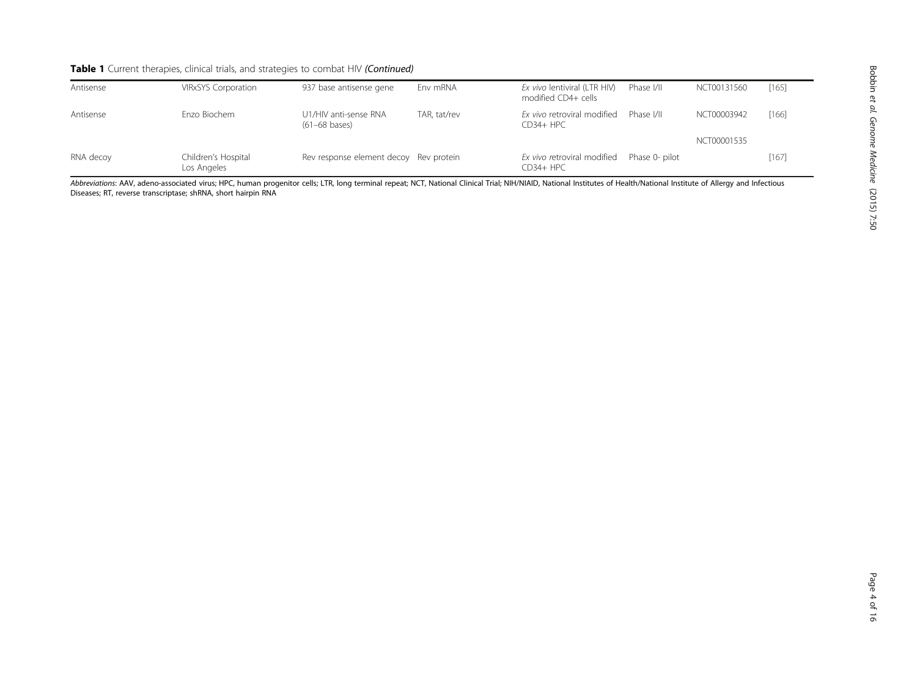**Table 1** Current therapies, clinical trials, and strategies to combat HIV *(Continued)*

| | | | | | | | |
|---|---|---|---|---|---|---|---|
| Antisense | VIRxSYS Corporation | 937 base antisense gene | Env mRNA | *Ex vivo* lentiviral (LTR HIV) modified CD4+ cells | Phase I/II | NCT00131560 | [165] |
| Antisense | Enzo Biochem | U1/HIV anti-sense RNA (61–68 bases) | TAR, tat/rev | *Ex vivo* retroviral modified CD34+ HPC | Phase I/II | NCT00003942 | [166] |
| | | | | | | NCT00001535 | |
| RNA decoy | Children's Hospital Los Angeles | Rev response element decoy | Rev protein | *Ex vivo r*etroviral modified CD34+ HPC | Phase 0- pilot | | [167] |

*Abbreviations*: AAV, adeno-associated virus; HPC, human progenitor cells; LTR, long terminal repeat; NCT, National Clinical Trial; NIH/NIAID, National Institutes of Health/National Institute of Allergy and Infectious Diseases; RT, reverse transcriptase; shRNA, short hairpin RNA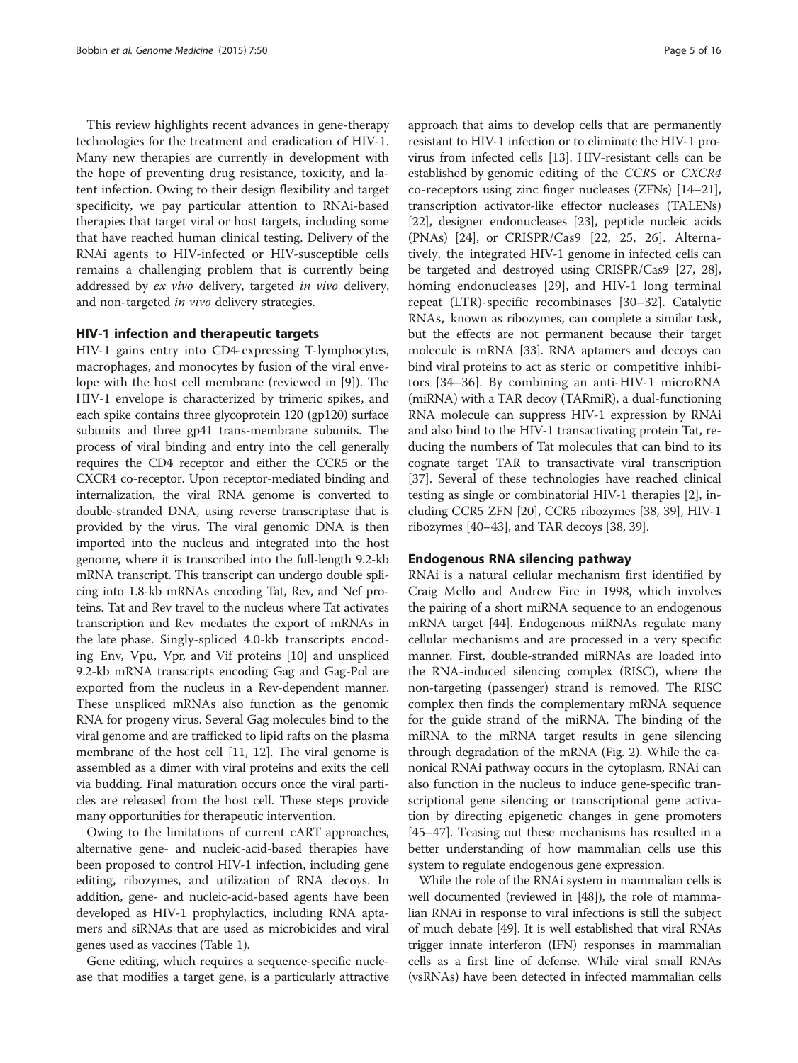This review highlights recent advances in gene-therapy technologies for the treatment and eradication of HIV-1. Many new therapies are currently in development with the hope of preventing drug resistance, toxicity, and latent infection. Owing to their design flexibility and target specificity, we pay particular attention to RNAi-based therapies that target viral or host targets, including some that have reached human clinical testing. Delivery of the RNAi agents to HIV-infected or HIV-susceptible cells remains a challenging problem that is currently being addressed by *ex vivo* delivery, targeted *in vivo* delivery, and non-targeted *in vivo* delivery strategies.

## HIV-1 infection and therapeutic targets

HIV-1 gains entry into CD4-expressing T-lymphocytes, macrophages, and monocytes by fusion of the viral envelope with the host cell membrane (reviewed in [9]). The HIV-1 envelope is characterized by trimeric spikes, and each spike contains three glycoprotein 120 (gp120) surface subunits and three gp41 trans-membrane subunits. The process of viral binding and entry into the cell generally requires the CD4 receptor and either the CCR5 or the CXCR4 co-receptor. Upon receptor-mediated binding and internalization, the viral RNA genome is converted to double-stranded DNA, using reverse transcriptase that is provided by the virus. The viral genomic DNA is then imported into the nucleus and integrated into the host genome, where it is transcribed into the full-length 9.2-kb mRNA transcript. This transcript can undergo double splicing into 1.8-kb mRNAs encoding Tat, Rev, and Nef proteins. Tat and Rev travel to the nucleus where Tat activates transcription and Rev mediates the export of mRNAs in the late phase. Singly-spliced 4.0-kb transcripts encoding Env, Vpu, Vpr, and Vif proteins [10] and unspliced 9.2-kb mRNA transcripts encoding Gag and Gag-Pol are exported from the nucleus in a Rev-dependent manner. These unspliced mRNAs also function as the genomic RNA for progeny virus. Several Gag molecules bind to the viral genome and are trafficked to lipid rafts on the plasma membrane of the host cell [11, 12]. The viral genome is assembled as a dimer with viral proteins and exits the cell via budding. Final maturation occurs once the viral particles are released from the host cell. These steps provide many opportunities for therapeutic intervention.

Owing to the limitations of current cART approaches, alternative gene- and nucleic-acid-based therapies have been proposed to control HIV-1 infection, including gene editing, ribozymes, and utilization of RNA decoys. In addition, gene- and nucleic-acid-based agents have been developed as HIV-1 prophylactics, including RNA aptamers and siRNAs that are used as microbicides and viral genes used as vaccines (Table 1).

Gene editing, which requires a sequence-specific nuclease that modifies a target gene, is a particularly attractive approach that aims to develop cells that are permanently resistant to HIV-1 infection or to eliminate the HIV-1 provirus from infected cells [13]. HIV-resistant cells can be established by genomic editing of the *CCR5* or *CXCR4* co-receptors using zinc finger nucleases (ZFNs) [14–21], transcription activator-like effector nucleases (TALENs) [22], designer endonucleases [23], peptide nucleic acids (PNAs) [24], or CRISPR/Cas9 [22, 25, 26]. Alternatively, the integrated HIV-1 genome in infected cells can be targeted and destroyed using CRISPR/Cas9 [27, 28], homing endonucleases [29], and HIV-1 long terminal repeat (LTR)-specific recombinases [30–32]. Catalytic RNAs, known as ribozymes, can complete a similar task, but the effects are not permanent because their target molecule is mRNA [33]. RNA aptamers and decoys can bind viral proteins to act as steric or competitive inhibitors [34–36]. By combining an anti-HIV-1 microRNA (miRNA) with a TAR decoy (TARmiR), a dual-functioning RNA molecule can suppress HIV-1 expression by RNAi and also bind to the HIV-1 transactivating protein Tat, reducing the numbers of Tat molecules that can bind to its cognate target TAR to transactivate viral transcription [37]. Several of these technologies have reached clinical testing as single or combinatorial HIV-1 therapies [2], including CCR5 ZFN [20], CCR5 ribozymes [38, 39], HIV-1 ribozymes [40–43], and TAR decoys [38, 39].

## Endogenous RNA silencing pathway

RNAi is a natural cellular mechanism first identified by Craig Mello and Andrew Fire in 1998, which involves the pairing of a short miRNA sequence to an endogenous mRNA target [44]. Endogenous miRNAs regulate many cellular mechanisms and are processed in a very specific manner. First, double-stranded miRNAs are loaded into the RNA-induced silencing complex (RISC), where the non-targeting (passenger) strand is removed. The RISC complex then finds the complementary mRNA sequence for the guide strand of the miRNA. The binding of the miRNA to the mRNA target results in gene silencing through degradation of the mRNA (Fig. 2). While the canonical RNAi pathway occurs in the cytoplasm, RNAi can also function in the nucleus to induce gene-specific transcriptional gene silencing or transcriptional gene activation by directing epigenetic changes in gene promoters [45–47]. Teasing out these mechanisms has resulted in a better understanding of how mammalian cells use this system to regulate endogenous gene expression.

While the role of the RNAi system in mammalian cells is well documented (reviewed in [48]), the role of mammalian RNAi in response to viral infections is still the subject of much debate [49]. It is well established that viral RNAs trigger innate interferon (IFN) responses in mammalian cells as a first line of defense. While viral small RNAs (vsRNAs) have been detected in infected mammalian cells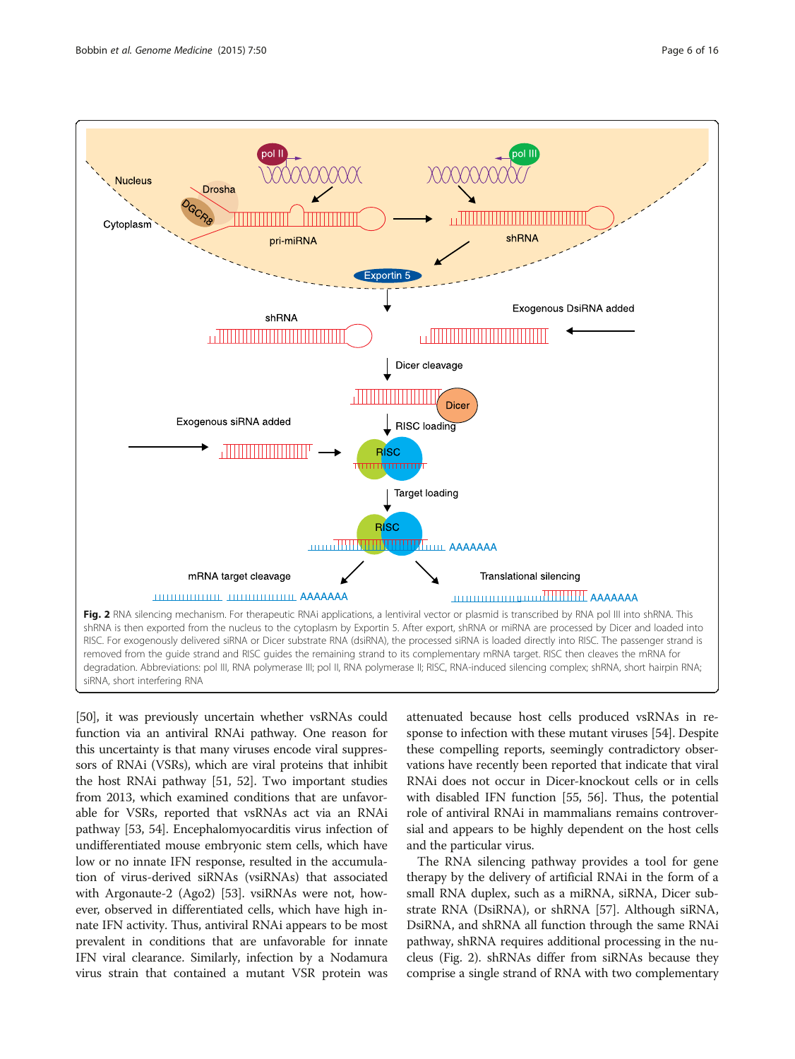**Fig. 2** RNA silencing mechanism. For therapeutic RNAi applications, a lentiviral vector or plasmid is transcribed by RNA pol III into shRNA. This shRNA is then exported from the nucleus to the cytoplasm by Exportin 5. After export, shRNA or miRNA are processed by Dicer and loaded into RISC. For exogenously delivered siRNA or Dicer substrate RNA (dsiRNA), the processed siRNA is loaded directly into RISC. The passenger strand is removed from the guide strand and RISC guides the remaining strand to its complementary mRNA target. RISC then cleaves the mRNA for degradation. Abbreviations: pol III, RNA polymerase III; pol II, RNA polymerase II; RISC, RNA-induced silencing complex; shRNA, short hairpin RNA; siRNA, short interfering RNA

[50], it was previously uncertain whether vsRNAs could function via an antiviral RNAi pathway. One reason for this uncertainty is that many viruses encode viral suppressors of RNAi (VSRs), which are viral proteins that inhibit the host RNAi pathway [51, 52]. Two important studies from 2013, which examined conditions that are unfavorable for VSRs, reported that vsRNAs act via an RNAi pathway [53, 54]. Encephalomyocarditis virus infection of undifferentiated mouse embryonic stem cells, which have low or no innate IFN response, resulted in the accumulation of virus-derived siRNAs (vsiRNAs) that associated with Argonaute-2 (Ago2) [53]. vsiRNAs were not, however, observed in differentiated cells, which have high innate IFN activity. Thus, antiviral RNAi appears to be most prevalent in conditions that are unfavorable for innate IFN viral clearance. Similarly, infection by a Nodamura virus strain that contained a mutant VSR protein was attenuated because host cells produced vsRNAs in response to infection with these mutant viruses [54]. Despite these compelling reports, seemingly contradictory observations have recently been reported that indicate that viral RNAi does not occur in Dicer-knockout cells or in cells with disabled IFN function [55, 56]. Thus, the potential role of antiviral RNAi in mammalians remains controversial and appears to be highly dependent on the host cells and the particular virus.

The RNA silencing pathway provides a tool for gene therapy by the delivery of artificial RNAi in the form of a small RNA duplex, such as a miRNA, siRNA, Dicer substrate RNA (DsiRNA), or shRNA [57]. Although siRNA, DsiRNA, and shRNA all function through the same RNAi pathway, shRNA requires additional processing in the nucleus (Fig. 2). shRNAs differ from siRNAs because they comprise a single strand of RNA with two complementary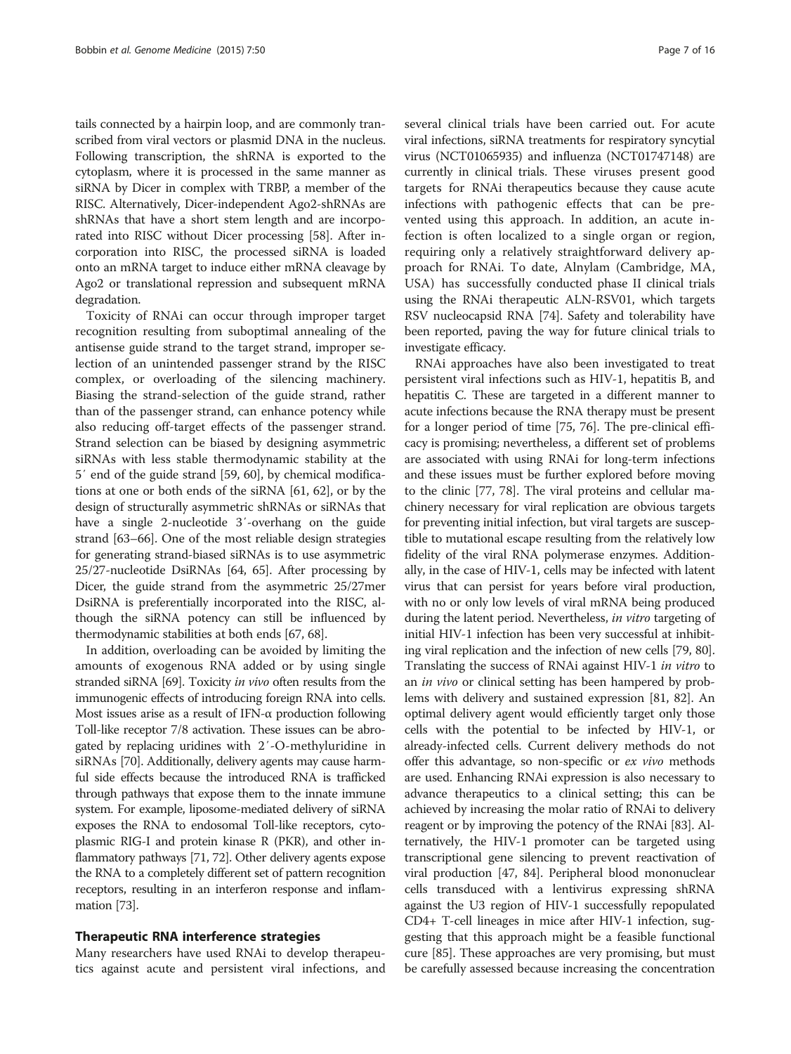tails connected by a hairpin loop, and are commonly transcribed from viral vectors or plasmid DNA in the nucleus. Following transcription, the shRNA is exported to the cytoplasm, where it is processed in the same manner as siRNA by Dicer in complex with TRBP, a member of the RISC. Alternatively, Dicer-independent Ago2-shRNAs are shRNAs that have a short stem length and are incorporated into RISC without Dicer processing [58]. After incorporation into RISC, the processed siRNA is loaded onto an mRNA target to induce either mRNA cleavage by Ago2 or translational repression and subsequent mRNA degradation.

Toxicity of RNAi can occur through improper target recognition resulting from suboptimal annealing of the antisense guide strand to the target strand, improper selection of an unintended passenger strand by the RISC complex, or overloading of the silencing machinery. Biasing the strand-selection of the guide strand, rather than of the passenger strand, can enhance potency while also reducing off-target effects of the passenger strand. Strand selection can be biased by designing asymmetric siRNAs with less stable thermodynamic stability at the 5′ end of the guide strand [59, 60], by chemical modifications at one or both ends of the siRNA [61, 62], or by the design of structurally asymmetric shRNAs or siRNAs that have a single 2-nucleotide 3′-overhang on the guide strand [63–66]. One of the most reliable design strategies for generating strand-biased siRNAs is to use asymmetric 25/27-nucleotide DsiRNAs [64, 65]. After processing by Dicer, the guide strand from the asymmetric 25/27mer DsiRNA is preferentially incorporated into the RISC, although the siRNA potency can still be influenced by thermodynamic stabilities at both ends [67, 68].

In addition, overloading can be avoided by limiting the amounts of exogenous RNA added or by using single stranded siRNA [69]. Toxicity *in vivo* often results from the immunogenic effects of introducing foreign RNA into cells. Most issues arise as a result of IFN-α production following Toll-like receptor 7/8 activation. These issues can be abrogated by replacing uridines with 2′-O-methyluridine in siRNAs [70]. Additionally, delivery agents may cause harmful side effects because the introduced RNA is trafficked through pathways that expose them to the innate immune system. For example, liposome-mediated delivery of siRNA exposes the RNA to endosomal Toll-like receptors, cytoplasmic RIG-I and protein kinase R (PKR), and other inflammatory pathways [71, 72]. Other delivery agents expose the RNA to a completely different set of pattern recognition receptors, resulting in an interferon response and inflammation [73].

### Therapeutic RNA interference strategies

Many researchers have used RNAi to develop therapeutics against acute and persistent viral infections, and several clinical trials have been carried out. For acute viral infections, siRNA treatments for respiratory syncytial virus (NCT01065935) and influenza (NCT01747148) are currently in clinical trials. These viruses present good targets for RNAi therapeutics because they cause acute infections with pathogenic effects that can be prevented using this approach. In addition, an acute infection is often localized to a single organ or region, requiring only a relatively straightforward delivery approach for RNAi. To date, Alnylam (Cambridge, MA, USA) has successfully conducted phase II clinical trials using the RNAi therapeutic ALN-RSV01, which targets RSV nucleocapsid RNA [74]. Safety and tolerability have been reported, paving the way for future clinical trials to investigate efficacy.

RNAi approaches have also been investigated to treat persistent viral infections such as HIV-1, hepatitis B, and hepatitis C. These are targeted in a different manner to acute infections because the RNA therapy must be present for a longer period of time [75, 76]. The pre-clinical efficacy is promising; nevertheless, a different set of problems are associated with using RNAi for long-term infections and these issues must be further explored before moving to the clinic [77, 78]. The viral proteins and cellular machinery necessary for viral replication are obvious targets for preventing initial infection, but viral targets are susceptible to mutational escape resulting from the relatively low fidelity of the viral RNA polymerase enzymes. Additionally, in the case of HIV-1, cells may be infected with latent virus that can persist for years before viral production, with no or only low levels of viral mRNA being produced during the latent period. Nevertheless, *in vitro* targeting of initial HIV-1 infection has been very successful at inhibiting viral replication and the infection of new cells [79, 80]. Translating the success of RNAi against HIV-1 *in vitro* to an *in vivo* or clinical setting has been hampered by problems with delivery and sustained expression [81, 82]. An optimal delivery agent would efficiently target only those cells with the potential to be infected by HIV-1, or already-infected cells. Current delivery methods do not offer this advantage, so non-specific or *ex vivo* methods are used. Enhancing RNAi expression is also necessary to advance therapeutics to a clinical setting; this can be achieved by increasing the molar ratio of RNAi to delivery reagent or by improving the potency of the RNAi [83]. Alternatively, the HIV-1 promoter can be targeted using transcriptional gene silencing to prevent reactivation of viral production [47, 84]. Peripheral blood mononuclear cells transduced with a lentivirus expressing shRNA against the U3 region of HIV-1 successfully repopulated CD4+ T-cell lineages in mice after HIV-1 infection, suggesting that this approach might be a feasible functional cure [85]. These approaches are very promising, but must be carefully assessed because increasing the concentration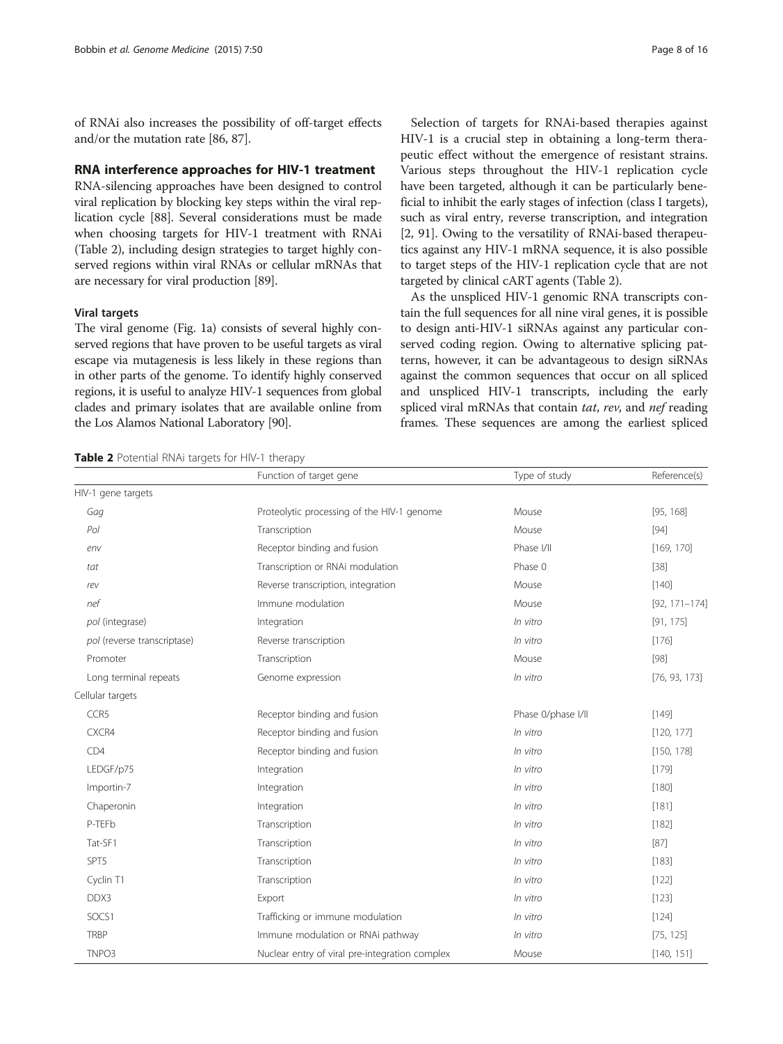of RNAi also increases the possibility of off-target effects and/or the mutation rate [86, 87].

## RNA interference approaches for HIV-1 treatment

RNA-silencing approaches have been designed to control viral replication by blocking key steps within the viral replication cycle [88]. Several considerations must be made when choosing targets for HIV-1 treatment with RNAi (Table 2), including design strategies to target highly conserved regions within viral RNAs or cellular mRNAs that are necessary for viral production [89].

### Viral targets

The viral genome (Fig. 1a) consists of several highly conserved regions that have proven to be useful targets as viral escape via mutagenesis is less likely in these regions than in other parts of the genome. To identify highly conserved regions, it is useful to analyze HIV-1 sequences from global clades and primary isolates that are available online from the Los Alamos National Laboratory [90].

Selection of targets for RNAi-based therapies against HIV-1 is a crucial step in obtaining a long-term therapeutic effect without the emergence of resistant strains. Various steps throughout the HIV-1 replication cycle have been targeted, although it can be particularly beneficial to inhibit the early stages of infection (class I targets), such as viral entry, reverse transcription, and integration [2, 91]. Owing to the versatility of RNAi-based therapeutics against any HIV-1 mRNA sequence, it is also possible to target steps of the HIV-1 replication cycle that are not targeted by clinical cART agents (Table 2).

As the unspliced HIV-1 genomic RNA transcripts contain the full sequences for all nine viral genes, it is possible to design anti-HIV-1 siRNAs against any particular conserved coding region. Owing to alternative splicing patterns, however, it can be advantageous to design siRNAs against the common sequences that occur on all spliced and unspliced HIV-1 transcripts, including the early spliced viral mRNAs that contain *tat*, *rev*, and *nef* reading frames. These sequences are among the earliest spliced

**Table 2** Potential RNAi targets for HIV-1 therapy

| | Function of target gene | Type of study | Reference(s) |
|---|---|---|---|
| HIV-1 gene targets | | | |
| *Gag* | Proteolytic processing of the HIV-1 genome | Mouse | [95, 168] |
| *Pol* | Transcription | Mouse | [94] |
| *env* | Receptor binding and fusion | Phase I/II | [169, 170] |
| *tat* | Transcription or RNAi modulation | Phase 0 | [38] |
| *rev* | Reverse transcription, integration | Mouse | [140] |
| *nef* | Immune modulation | Mouse | [92, 171–174] |
| *pol* (integrase) | Integration | *In vitro* | [91, 175] |
| *pol* (reverse transcriptase) | Reverse transcription | *In vitro* | [176] |
| Promoter | Transcription | Mouse | [98] |
| Long terminal repeats | Genome expression | *In vitro* | [76, 93, 173] |
| Cellular targets | | | |
| CCR5 | Receptor binding and fusion | Phase 0/phase I/II | [149] |
| CXCR4 | Receptor binding and fusion | *In vitro* | [120, 177] |
| CD4 | Receptor binding and fusion | *In vitro* | [150, 178] |
| LEDGF/p75 | Integration | *In vitro* | [179] |
| Importin-7 | Integration | *In vitro* | [180] |
| Chaperonin | Integration | *In vitro* | [181] |
| P-TEFb | Transcription | *In vitro* | [182] |
| Tat-SF1 | Transcription | *In vitro* | [87] |
| SPT5 | Transcription | *In vitro* | [183] |
| Cyclin T1 | Transcription | *In vitro* | [122] |
| DDX3 | Export | *In vitro* | [123] |
| SOCS1 | Trafficking or immune modulation | *In vitro* | [124] |
| TRBP | Immune modulation or RNAi pathway | *In vitro* | [75, 125] |
| TNPO3 | Nuclear entry of viral pre-integration complex | Mouse | [140, 151] |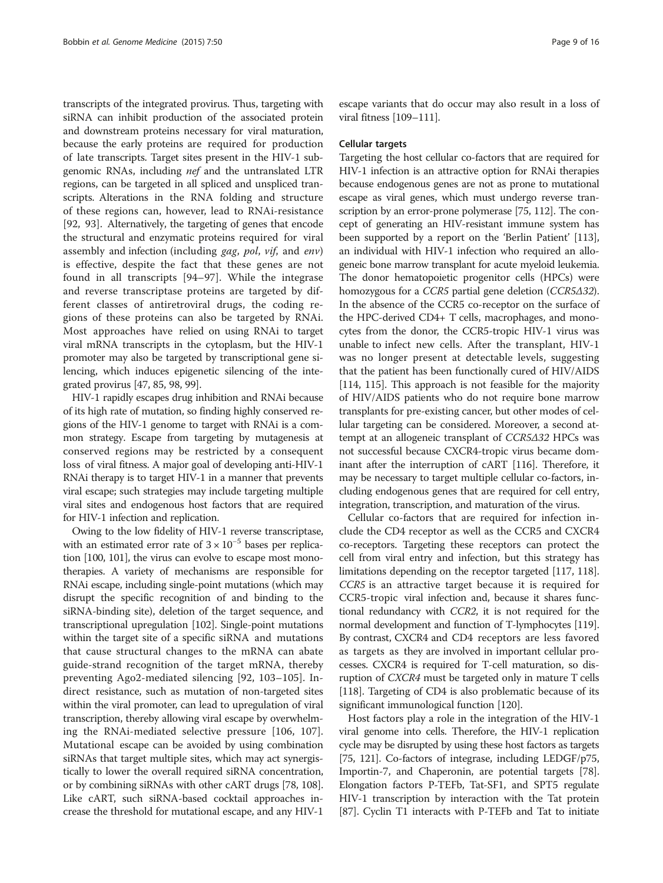transcripts of the integrated provirus. Thus, targeting with siRNA can inhibit production of the associated protein and downstream proteins necessary for viral maturation, because the early proteins are required for production of late transcripts. Target sites present in the HIV-1 subgenomic RNAs, including *nef* and the untranslated LTR regions, can be targeted in all spliced and unspliced transcripts. Alterations in the RNA folding and structure of these regions can, however, lead to RNAi-resistance [92, 93]. Alternatively, the targeting of genes that encode the structural and enzymatic proteins required for viral assembly and infection (including *gag*, *pol*, *vif*, and *env*) is effective, despite the fact that these genes are not found in all transcripts [94–97]. While the integrase and reverse transcriptase proteins are targeted by different classes of antiretroviral drugs, the coding regions of these proteins can also be targeted by RNAi. Most approaches have relied on using RNAi to target viral mRNA transcripts in the cytoplasm, but the HIV-1 promoter may also be targeted by transcriptional gene silencing, which induces epigenetic silencing of the integrated provirus [47, 85, 98, 99].

HIV-1 rapidly escapes drug inhibition and RNAi because of its high rate of mutation, so finding highly conserved regions of the HIV-1 genome to target with RNAi is a common strategy. Escape from targeting by mutagenesis at conserved regions may be restricted by a consequent loss of viral fitness. A major goal of developing anti-HIV-1 RNAi therapy is to target HIV-1 in a manner that prevents viral escape; such strategies may include targeting multiple viral sites and endogenous host factors that are required for HIV-1 infection and replication.

Owing to the low fidelity of HIV-1 reverse transcriptase, with an estimated error rate of $3 \times 10^{-5}$ bases per replication [100, 101], the virus can evolve to escape most monotherapies. A variety of mechanisms are responsible for RNAi escape, including single-point mutations (which may disrupt the specific recognition of and binding to the siRNA-binding site), deletion of the target sequence, and transcriptional upregulation [102]. Single-point mutations within the target site of a specific siRNA and mutations that cause structural changes to the mRNA can abate guide-strand recognition of the target mRNA, thereby preventing Ago2-mediated silencing [92, 103–105]. Indirect resistance, such as mutation of non-targeted sites within the viral promoter, can lead to upregulation of viral transcription, thereby allowing viral escape by overwhelming the RNAi-mediated selective pressure [106, 107]. Mutational escape can be avoided by using combination siRNAs that target multiple sites, which may act synergistically to lower the overall required siRNA concentration, or by combining siRNAs with other cART drugs [78, 108]. Like cART, such siRNA-based cocktail approaches increase the threshold for mutational escape, and any HIV-1 escape variants that do occur may also result in a loss of viral fitness [109–111].

#### Cellular targets

Targeting the host cellular co-factors that are required for HIV-1 infection is an attractive option for RNAi therapies because endogenous genes are not as prone to mutational escape as viral genes, which must undergo reverse transcription by an error-prone polymerase [75, 112]. The concept of generating an HIV-resistant immune system has been supported by a report on the 'Berlin Patient' [113], an individual with HIV-1 infection who required an allogeneic bone marrow transplant for acute myeloid leukemia. The donor hematopoietic progenitor cells (HPCs) were homozygous for a *CCR5* partial gene deletion (*CCR5Δ32*). In the absence of the CCR5 co-receptor on the surface of the HPC-derived CD4+ T cells, macrophages, and monocytes from the donor, the CCR5-tropic HIV-1 virus was unable to infect new cells. After the transplant, HIV-1 was no longer present at detectable levels, suggesting that the patient has been functionally cured of HIV/AIDS [114, 115]. This approach is not feasible for the majority of HIV/AIDS patients who do not require bone marrow transplants for pre-existing cancer, but other modes of cellular targeting can be considered. Moreover, a second attempt at an allogeneic transplant of *CCR5Δ32* HPCs was not successful because CXCR4-tropic virus became dominant after the interruption of cART [116]. Therefore, it may be necessary to target multiple cellular co-factors, including endogenous genes that are required for cell entry, integration, transcription, and maturation of the virus.

Cellular co-factors that are required for infection include the CD4 receptor as well as the CCR5 and CXCR4 co-receptors. Targeting these receptors can protect the cell from viral entry and infection, but this strategy has limitations depending on the receptor targeted [117, 118]. *CCR5* is an attractive target because it is required for CCR5-tropic viral infection and, because it shares functional redundancy with *CCR2*, it is not required for the normal development and function of T-lymphocytes [119]. By contrast, CXCR4 and CD4 receptors are less favored as targets as they are involved in important cellular processes. CXCR4 is required for T-cell maturation, so disruption of *CXCR4* must be targeted only in mature T cells [118]. Targeting of CD4 is also problematic because of its significant immunological function [120].

Host factors play a role in the integration of the HIV-1 viral genome into cells. Therefore, the HIV-1 replication cycle may be disrupted by using these host factors as targets [75, 121]. Co-factors of integrase, including LEDGF/p75, Importin-7, and Chaperonin, are potential targets [78]. Elongation factors P-TEFb, Tat-SF1, and SPT5 regulate HIV-1 transcription by interaction with the Tat protein [87]. Cyclin T1 interacts with P-TEFb and Tat to initiate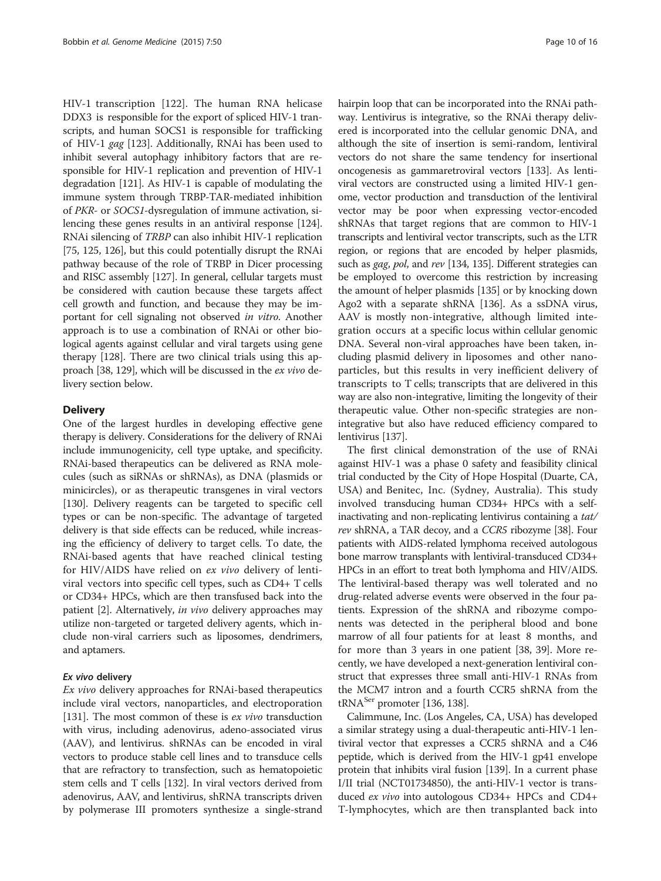HIV-1 transcription [122]. The human RNA helicase DDX3 is responsible for the export of spliced HIV-1 transcripts, and human SOCS1 is responsible for trafficking of HIV-1 *gag* [123]. Additionally, RNAi has been used to inhibit several autophagy inhibitory factors that are responsible for HIV-1 replication and prevention of HIV-1 degradation [121]. As HIV-1 is capable of modulating the immune system through TRBP-TAR-mediated inhibition of *PKR*- or *SOCS1*-dysregulation of immune activation, silencing these genes results in an antiviral response [124]. RNAi silencing of *TRBP* can also inhibit HIV-1 replication [75, 125, 126], but this could potentially disrupt the RNAi pathway because of the role of TRBP in Dicer processing and RISC assembly [127]. In general, cellular targets must be considered with caution because these targets affect cell growth and function, and because they may be important for cell signaling not observed *in vitro*. Another approach is to use a combination of RNAi or other biological agents against cellular and viral targets using gene therapy [128]. There are two clinical trials using this approach [38, 129], which will be discussed in the *ex vivo* delivery section below.

## Delivery

One of the largest hurdles in developing effective gene therapy is delivery. Considerations for the delivery of RNAi include immunogenicity, cell type uptake, and specificity. RNAi-based therapeutics can be delivered as RNA molecules (such as siRNAs or shRNAs), as DNA (plasmids or minicircles), or as therapeutic transgenes in viral vectors [130]. Delivery reagents can be targeted to specific cell types or can be non-specific. The advantage of targeted delivery is that side effects can be reduced, while increasing the efficiency of delivery to target cells. To date, the RNAi-based agents that have reached clinical testing for HIV/AIDS have relied on *ex vivo* delivery of lentiviral vectors into specific cell types, such as CD4+ T cells or CD34+ HPCs, which are then transfused back into the patient [2]. Alternatively, *in vivo* delivery approaches may utilize non-targeted or targeted delivery agents, which include non-viral carriers such as liposomes, dendrimers, and aptamers.

### *Ex vivo* delivery

*Ex vivo* delivery approaches for RNAi-based therapeutics include viral vectors, nanoparticles, and electroporation [131]. The most common of these is *ex vivo* transduction with virus, including adenovirus, adeno-associated virus (AAV), and lentivirus. shRNAs can be encoded in viral vectors to produce stable cell lines and to transduce cells that are refractory to transfection, such as hematopoietic stem cells and T cells [132]. In viral vectors derived from adenovirus, AAV, and lentivirus, shRNA transcripts driven by polymerase III promoters synthesize a single-strand hairpin loop that can be incorporated into the RNAi pathway. Lentivirus is integrative, so the RNAi therapy delivered is incorporated into the cellular genomic DNA, and although the site of insertion is semi-random, lentiviral vectors do not share the same tendency for insertional oncogenesis as gammaretroviral vectors [133]. As lentiviral vectors are constructed using a limited HIV-1 genome, vector production and transduction of the lentiviral vector may be poor when expressing vector-encoded shRNAs that target regions that are common to HIV-1 transcripts and lentiviral vector transcripts, such as the LTR region, or regions that are encoded by helper plasmids, such as *gag*, *pol*, and *rev* [134, 135]. Different strategies can be employed to overcome this restriction by increasing the amount of helper plasmids [135] or by knocking down Ago2 with a separate shRNA [136]. As a ssDNA virus, AAV is mostly non-integrative, although limited integration occurs at a specific locus within cellular genomic DNA. Several non-viral approaches have been taken, including plasmid delivery in liposomes and other nanoparticles, but this results in very inefficient delivery of transcripts to T cells; transcripts that are delivered in this way are also non-integrative, limiting the longevity of their therapeutic value. Other non-specific strategies are non-integrative but also have reduced efficiency compared to lentivirus [137].

The first clinical demonstration of the use of RNAi against HIV-1 was a phase 0 safety and feasibility clinical trial conducted by the City of Hope Hospital (Duarte, CA, USA) and Benitec, Inc. (Sydney, Australia). This study involved transducing human CD34+ HPCs with a self-inactivating and non-replicating lentivirus containing a *tat/rev* shRNA, a TAR decoy, and a *CCR5* ribozyme [38]. Four patients with AIDS-related lymphoma received autologous bone marrow transplants with lentiviral-transduced CD34+ HPCs in an effort to treat both lymphoma and HIV/AIDS. The lentiviral-based therapy was well tolerated and no drug-related adverse events were observed in the four patients. Expression of the shRNA and ribozyme components was detected in the peripheral blood and bone marrow of all four patients for at least 8 months, and for more than 3 years in one patient [38, 39]. More recently, we have developed a next-generation lentiviral construct that expresses three small anti-HIV-1 RNAs from the MCM7 intron and a fourth CCR5 shRNA from the $tRNA^{Ser}$ promoter [136, 138].

Calimmune, Inc. (Los Angeles, CA, USA) has developed a similar strategy using a dual-therapeutic anti-HIV-1 lentiviral vector that expresses a CCR5 shRNA and a C46 peptide, which is derived from the HIV-1 gp41 envelope protein that inhibits viral fusion [139]. In a current phase I/II trial (NCT01734850), the anti-HIV-1 vector is transduced *ex vivo* into autologous CD34+ HPCs and CD4+ T-lymphocytes, which are then transplanted back into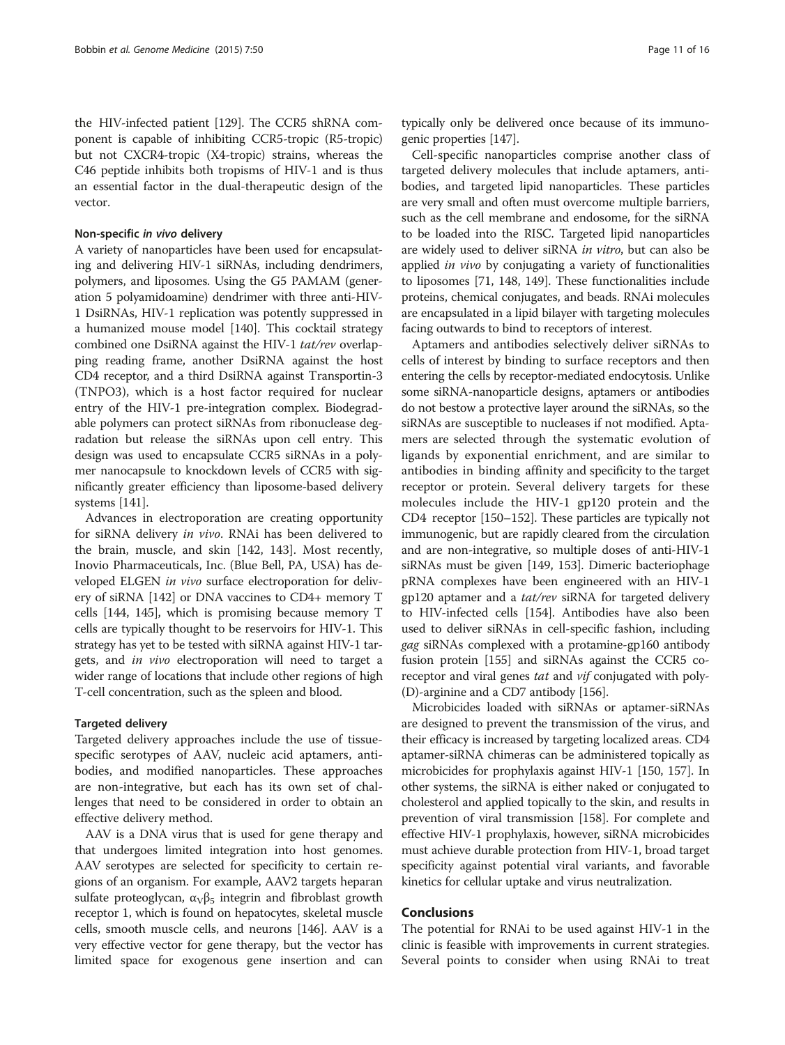the HIV-infected patient [129]. The CCR5 shRNA component is capable of inhibiting CCR5-tropic (R5-tropic) but not CXCR4-tropic (X4-tropic) strains, whereas the C46 peptide inhibits both tropisms of HIV-1 and is thus an essential factor in the dual-therapeutic design of the vector.

#### Non-specific *in vivo* delivery

A variety of nanoparticles have been used for encapsulating and delivering HIV-1 siRNAs, including dendrimers, polymers, and liposomes. Using the G5 PAMAM (generation 5 polyamidoamine) dendrimer with three anti-HIV-1 DsiRNAs, HIV-1 replication was potently suppressed in a humanized mouse model [140]. This cocktail strategy combined one DsiRNA against the HIV-1 *tat/rev* overlapping reading frame, another DsiRNA against the host CD4 receptor, and a third DsiRNA against Transportin-3 (TNPO3), which is a host factor required for nuclear entry of the HIV-1 pre-integration complex. Biodegradable polymers can protect siRNAs from ribonuclease degradation but release the siRNAs upon cell entry. This design was used to encapsulate CCR5 siRNAs in a polymer nanocapsule to knockdown levels of CCR5 with significantly greater efficiency than liposome-based delivery systems [141].

Advances in electroporation are creating opportunity for siRNA delivery *in vivo*. RNAi has been delivered to the brain, muscle, and skin [142, 143]. Most recently, Inovio Pharmaceuticals, Inc. (Blue Bell, PA, USA) has developed ELGEN *in vivo* surface electroporation for delivery of siRNA [142] or DNA vaccines to CD4+ memory T cells [144, 145], which is promising because memory T cells are typically thought to be reservoirs for HIV-1. This strategy has yet to be tested with siRNA against HIV-1 targets, and *in vivo* electroporation will need to target a wider range of locations that include other regions of high T-cell concentration, such as the spleen and blood.

#### Targeted delivery

Targeted delivery approaches include the use of tissue-specific serotypes of AAV, nucleic acid aptamers, antibodies, and modified nanoparticles. These approaches are non-integrative, but each has its own set of challenges that need to be considered in order to obtain an effective delivery method.

AAV is a DNA virus that is used for gene therapy and that undergoes limited integration into host genomes. AAV serotypes are selected for specificity to certain regions of an organism. For example, AAV2 targets heparan sulfate proteoglycan, $\alpha_V\beta_5$ integrin and fibroblast growth receptor 1, which is found on hepatocytes, skeletal muscle cells, smooth muscle cells, and neurons [146]. AAV is a very effective vector for gene therapy, but the vector has limited space for exogenous gene insertion and can typically only be delivered once because of its immunogenic properties [147].

Cell-specific nanoparticles comprise another class of targeted delivery molecules that include aptamers, antibodies, and targeted lipid nanoparticles. These particles are very small and often must overcome multiple barriers, such as the cell membrane and endosome, for the siRNA to be loaded into the RISC. Targeted lipid nanoparticles are widely used to deliver siRNA *in vitro*, but can also be applied *in vivo* by conjugating a variety of functionalities to liposomes [71, 148, 149]. These functionalities include proteins, chemical conjugates, and beads. RNAi molecules are encapsulated in a lipid bilayer with targeting molecules facing outwards to bind to receptors of interest.

Aptamers and antibodies selectively deliver siRNAs to cells of interest by binding to surface receptors and then entering the cells by receptor-mediated endocytosis. Unlike some siRNA-nanoparticle designs, aptamers or antibodies do not bestow a protective layer around the siRNAs, so the siRNAs are susceptible to nucleases if not modified. Aptamers are selected through the systematic evolution of ligands by exponential enrichment, and are similar to antibodies in binding affinity and specificity to the target receptor or protein. Several delivery targets for these molecules include the HIV-1 gp120 protein and the CD4 receptor [150–152]. These particles are typically not immunogenic, but are rapidly cleared from the circulation and are non-integrative, so multiple doses of anti-HIV-1 siRNAs must be given [149, 153]. Dimeric bacteriophage pRNA complexes have been engineered with an HIV-1 gp120 aptamer and a *tat/rev* siRNA for targeted delivery to HIV-infected cells [154]. Antibodies have also been used to deliver siRNAs in cell-specific fashion, including *gag* siRNAs complexed with a protamine-gp160 antibody fusion protein [155] and siRNAs against the CCR5 co-receptor and viral genes *tat* and *vif* conjugated with poly-(D)-arginine and a CD7 antibody [156].

Microbicides loaded with siRNAs or aptamer-siRNAs are designed to prevent the transmission of the virus, and their efficacy is increased by targeting localized areas. CD4 aptamer-siRNA chimeras can be administered topically as microbicides for prophylaxis against HIV-1 [150, 157]. In other systems, the siRNA is either naked or conjugated to cholesterol and applied topically to the skin, and results in prevention of viral transmission [158]. For complete and effective HIV-1 prophylaxis, however, siRNA microbicides must achieve durable protection from HIV-1, broad target specificity against potential viral variants, and favorable kinetics for cellular uptake and virus neutralization.

## Conclusions

The potential for RNAi to be used against HIV-1 in the clinic is feasible with improvements in current strategies. Several points to consider when using RNAi to treat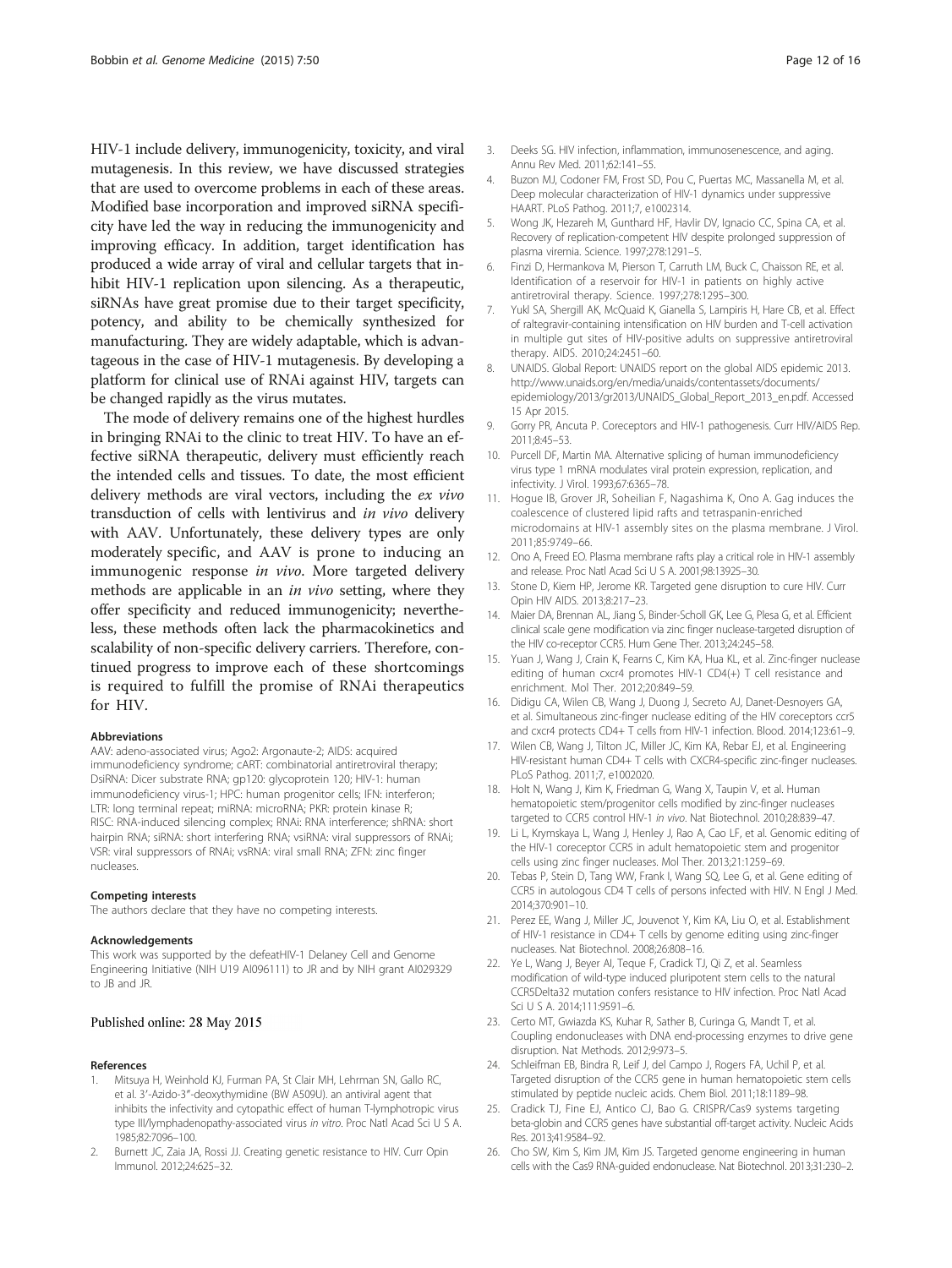HIV-1 include delivery, immunogenicity, toxicity, and viral mutagenesis. In this review, we have discussed strategies that are used to overcome problems in each of these areas. Modified base incorporation and improved siRNA specificity have led the way in reducing the immunogenicity and improving efficacy. In addition, target identification has produced a wide array of viral and cellular targets that inhibit HIV-1 replication upon silencing. As a therapeutic, siRNAs have great promise due to their target specificity, potency, and ability to be chemically synthesized for manufacturing. They are widely adaptable, which is advantageous in the case of HIV-1 mutagenesis. By developing a platform for clinical use of RNAi against HIV, targets can be changed rapidly as the virus mutates.

The mode of delivery remains one of the highest hurdles in bringing RNAi to the clinic to treat HIV. To have an effective siRNA therapeutic, delivery must efficiently reach the intended cells and tissues. To date, the most efficient delivery methods are viral vectors, including the *ex vivo* transduction of cells with lentivirus and *in vivo* delivery with AAV. Unfortunately, these delivery types are only moderately specific, and AAV is prone to inducing an immunogenic response *in vivo*. More targeted delivery methods are applicable in an *in vivo* setting, where they offer specificity and reduced immunogenicity; nevertheless, these methods often lack the pharmacokinetics and scalability of non-specific delivery carriers. Therefore, continued progress to improve each of these shortcomings is required to fulfill the promise of RNAi therapeutics for HIV.

#### Abbreviations

AAV: adeno-associated virus; Ago2: Argonaute-2; AIDS: acquired immunodeficiency syndrome; cART: combinatorial antiretroviral therapy; DsiRNA: Dicer substrate RNA; gp120: glycoprotein 120; HIV-1: human immunodeficiency virus-1; HPC: human progenitor cells; IFN: interferon; LTR: long terminal repeat; miRNA: microRNA; PKR: protein kinase R; RISC: RNA-induced silencing complex; RNAi: RNA interference; shRNA: short hairpin RNA; siRNA: short interfering RNA; vsiRNA: viral suppressors of RNAi; VSR: viral suppressors of RNAi; vsRNA: viral small RNA; ZFN: zinc finger nucleases.

#### Competing interests

The authors declare that they have no competing interests.

#### Acknowledgements

This work was supported by the defeatHIV-1 Delaney Cell and Genome Engineering Initiative (NIH U19 AI096111) to JR and by NIH grant AI029329 to JB and JR.

Published online: 28 May 2015

#### References

1. Mitsuya H, Weinhold KJ, Furman PA, St Clair MH, Lehrman SN, Gallo RC, et al. 3'-Azido-3"-deoxythymidine (BW A509U). an antiviral agent that inhibits the infectivity and cytopathic effect of human T-lymphotropic virus type III/lymphadenopathy-associated virus *in vitro*. Proc Natl Acad Sci U S A. 1985;82:7096–100.
2. Burnett JC, Zaia JA, Rossi JJ. Creating genetic resistance to HIV. Curr Opin Immunol. 2012;24:625–32.
3. Deeks SG. HIV infection, inflammation, immunosenescence, and aging. Annu Rev Med. 2011;62:141–55.
4. Buzon MJ, Codoner FM, Frost SD, Pou C, Puertas MC, Massanella M, et al. Deep molecular characterization of HIV-1 dynamics under suppressive HAART. PLoS Pathog. 2011;7, e1002314.
5. Wong JK, Hezareh M, Gunthard HF, Havlir DV, Ignacio CC, Spina CA, et al. Recovery of replication-competent HIV despite prolonged suppression of plasma viremia. Science. 1997;278:1291–5.
6. Finzi D, Hermankova M, Pierson T, Carruth LM, Buck C, Chaisson RE, et al. Identification of a reservoir for HIV-1 in patients on highly active antiretroviral therapy. Science. 1997;278:1295–300.
7. Yukl SA, Shergill AK, McQuaid K, Gianella S, Lampiris H, Hare CB, et al. Effect of raltegravir-containing intensification on HIV burden and T-cell activation in multiple gut sites of HIV-positive adults on suppressive antiretroviral therapy. AIDS. 2010;24:2451–60.
8. UNAIDS. Global Report: UNAIDS report on the global AIDS epidemic 2013. http://www.unaids.org/en/media/unaids/contentassets/documents/epidemiology/2013/gr2013/UNAIDS_Global_Report_2013_en.pdf. Accessed 15 Apr 2015.
9. Gorry PR, Ancuta P. Coreceptors and HIV-1 pathogenesis. Curr HIV/AIDS Rep. 2011;8:45–53.
10. Purcell DF, Martin MA. Alternative splicing of human immunodeficiency virus type 1 mRNA modulates viral protein expression, replication, and infectivity. J Virol. 1993;67:6365–78.
11. Hogue IB, Grover JR, Soheilian F, Nagashima K, Ono A. Gag induces the coalescence of clustered lipid rafts and tetraspanin-enriched microdomains at HIV-1 assembly sites on the plasma membrane. J Virol. 2011;85:9749–66.
12. Ono A, Freed EO. Plasma membrane rafts play a critical role in HIV-1 assembly and release. Proc Natl Acad Sci U S A. 2001;98:13925–30.
13. Stone D, Kiem HP, Jerome KR. Targeted gene disruption to cure HIV. Curr Opin HIV AIDS. 2013;8:217–23.
14. Maier DA, Brennan AL, Jiang S, Binder-Scholl GK, Lee G, Plesa G, et al. Efficient clinical scale gene modification via zinc finger nuclease-targeted disruption of the HIV co-receptor CCR5. Hum Gene Ther. 2013;24:245–58.
15. Yuan J, Wang J, Crain K, Fearns C, Kim KA, Hua KL, et al. Zinc-finger nuclease editing of human cxcr4 promotes HIV-1 CD4(+) T cell resistance and enrichment. Mol Ther. 2012;20:849–59.
16. Didigu CA, Wilen CB, Wang J, Duong J, Secreto AJ, Danet-Desnoyers GA, et al. Simultaneous zinc-finger nuclease editing of the HIV coreceptors ccr5 and cxcr4 protects CD4+ T cells from HIV-1 infection. Blood. 2014;123:61–9.
17. Wilen CB, Wang J, Tilton JC, Miller JC, Kim KA, Rebar EJ, et al. Engineering HIV-resistant human CD4+ T cells with CXCR4-specific zinc-finger nucleases. PLoS Pathog. 2011;7, e1002020.
18. Holt N, Wang J, Kim K, Friedman G, Wang X, Taupin V, et al. Human hematopoietic stem/progenitor cells modified by zinc-finger nucleases targeted to CCR5 control HIV-1 *in vivo*. Nat Biotechnol. 2010;28:839–47.
19. Li L, Krymskaya L, Wang J, Henley J, Rao A, Cao LF, et al. Genomic editing of the HIV-1 coreceptor CCR5 in adult hematopoietic stem and progenitor cells using zinc finger nucleases. Mol Ther. 2013;21:1259–69.
20. Tebas P, Stein D, Tang WW, Frank I, Wang SQ, Lee G, et al. Gene editing of CCR5 in autologous CD4 T cells of persons infected with HIV. N Engl J Med. 2014;370:901–10.
21. Perez EE, Wang J, Miller JC, Jouvenot Y, Kim KA, Liu O, et al. Establishment of HIV-1 resistance in CD4+ T cells by genome editing using zinc-finger nucleases. Nat Biotechnol. 2008;26:808–16.
22. Ye L, Wang J, Beyer AI, Teque F, Cradick TJ, Qi Z, et al. Seamless modification of wild-type induced pluripotent stem cells to the natural CCR5Delta32 mutation confers resistance to HIV infection. Proc Natl Acad Sci U S A. 2014;111:9591–6.
23. Certo MT, Gwiazda KS, Kuhar R, Sather B, Curinga G, Mandt T, et al. Coupling endonucleases with DNA end-processing enzymes to drive gene disruption. Nat Methods. 2012;9:973–5.
24. Schleifman EB, Bindra R, Leif J, del Campo J, Rogers FA, Uchil P, et al. Targeted disruption of the CCR5 gene in human hematopoietic stem cells stimulated by peptide nucleic acids. Chem Biol. 2011;18:1189–98.
25. Cradick TJ, Fine EJ, Antico CJ, Bao G. CRISPR/Cas9 systems targeting beta-globin and CCR5 genes have substantial off-target activity. Nucleic Acids Res. 2013;41:9584–92.
26. Cho SW, Kim S, Kim JM, Kim JS. Targeted genome engineering in human cells with the Cas9 RNA-guided endonuclease. Nat Biotechnol. 2013;31:230–2.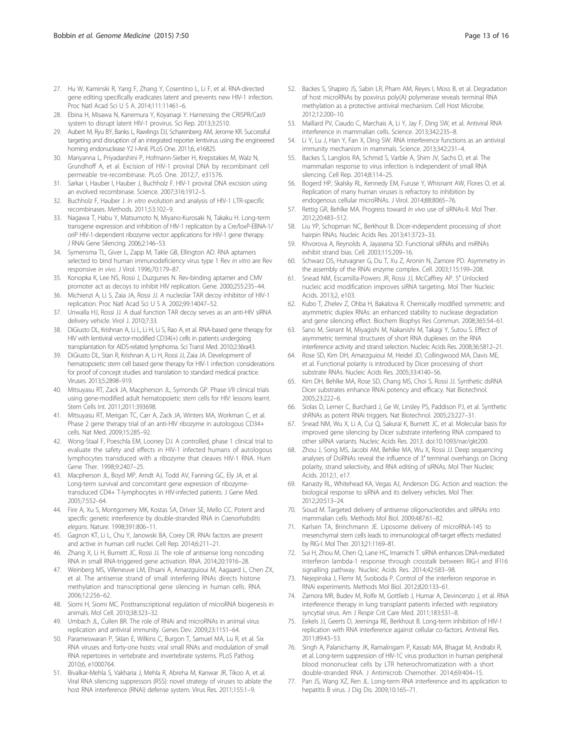27. Hu W, Kaminski R, Yang F, Zhang Y, Cosentino L, Li F, et al. RNA-directed gene editing specifically eradicates latent and prevents new HIV-1 infection. Proc Natl Acad Sci U S A. 2014;111:11461–6.
28. Ebina H, Misawa N, Kanemura Y, Koyanagi Y. Harnessing the CRISPR/Cas9 system to disrupt latent HIV-1 provirus. Sci Rep. 2013;3:2510.
29. Aubert M, Ryu BY, Banks L, Rawlings DJ, Scharenberg AM, Jerome KR. Successful targeting and disruption of an integrated reporter lentivirus using the engineered homing endonuclease Y2 I-AniI. PLoS One. 2011;6, e16825.
30. Mariyanna L, Priyadarshini P, Hofmann-Sieber H, Krepstakies M, Walz N, Grundhoff A, et al. Excision of HIV-1 proviral DNA by recombinant cell permeable tre-recombinase. PLoS One. 2012;7, e31576.
31. Sarkar I, Hauber I, Hauber J, Buchholz F. HIV-1 proviral DNA excision using an evolved recombinase. Science. 2007;316:1912–5.
32. Buchholz F, Hauber J. *In vitro* evolution and analysis of HIV-1 LTR-specific recombinases. Methods. 2011;53:102–9.
33. Nagawa T, Habu Y, Matsumoto N, Miyano-Kurosaki N, Takaku H. Long-term transgene expression and inhibition of HIV-1 replication by a Cre/loxP-EBNA-1/oriP HIV-1-dependent ribozyme vector: applications for HIV-1 gene therapy. J RNAi Gene Silencing. 2006;2:146–53.
34. Symensma TL, Giver L, Zapp M, Takle GB, Ellington AD. RNA aptamers selected to bind human immunodeficiency virus type 1 Rev *in vitro* are Rev responsive *in vivo*. J Virol. 1996;70:179–87.
35. Konopka K, Lee NS, Rossi J, Duzgunes N. Rev-binding aptamer and CMV promoter act as decoys to inhibit HIV replication. Gene. 2000;255:235–44.
36. Michienzi A, Li S, Zaia JA, Rossi JJ. A nucleolar TAR decoy inhibitor of HIV-1 replication. Proc Natl Acad Sci U S A. 2002;99:14047–52.
37. Unwalla HJ, Rossi JJ. A dual function TAR decoy serves as an anti-HIV siRNA delivery vehicle. Virol J. 2010;7:33.
38. DiGiusto DL, Krishnan A, Li L, Li H, Li S, Rao A, et al. RNA-based gene therapy for HIV with lentiviral vector-modified CD34(+) cells in patients undergoing transplantation for AIDS-related lymphoma. Sci Transl Med. 2010;2:36ra43.
39. DiGiusto DL, Stan R, Krishnan A, Li H, Rossi JJ, Zaia JA. Development of hematopoietic stem cell based gene therapy for HIV-1 infection: considerations for proof of concept studies and translation to standard medical practice. Viruses. 2013;5:2898–919.
40. Mitsuyasu RT, Zack JA, Macpherson JL, Symonds GP. Phase I/II clinical trials using gene-modified adult hematopoietic stem cells for HIV: lessons learnt. Stem Cells Int. 2011;2011:393698.
41. Mitsuyasu RT, Merigan TC, Carr A, Zack JA, Winters MA, Workman C, et al. Phase 2 gene therapy trial of an anti-HIV ribozyme in autologous CD34+ cells. Nat Med. 2009;15:285–92.
42. Wong-Staal F, Poeschla EM, Looney DJ. A controlled, phase 1 clinical trial to evaluate the safety and effects in HIV-1 infected humans of autologous lymphocytes transduced with a ribozyme that cleaves HIV-1 RNA. Hum Gene Ther. 1998;9:2407–25.
43. Macpherson JL, Boyd MP, Arndt AJ, Todd AV, Fanning GC, Ely JA, et al. Long-term survival and concomitant gene expression of ribozyme-transduced CD4+ T-lymphocytes in HIV-infected patients. J Gene Med. 2005;7:552–64.
44. Fire A, Xu S, Montgomery MK, Kostas SA, Driver SE, Mello CC. Potent and specific genetic interference by double-stranded RNA in *Caenorhabditis elegans*. Nature. 1998;391:806–11.
45. Gagnon KT, Li L, Chu Y, Janowski BA, Corey DR. RNAi factors are present and active in human cell nuclei. Cell Rep. 2014;6:211–21.
46. Zhang X, Li H, Burnett JC, Rossi JJ. The role of antisense long noncoding RNA in small RNA-triggered gene activation. RNA. 2014;20:1916–28.
47. Weinberg MS, Villeneuve LM, Ehsani A, Amarzguioui M, Aagaard L, Chen ZX, et al. The antisense strand of small interfering RNAs directs histone methylation and transcriptional gene silencing in human cells. RNA. 2006;12:256–62.
48. Siomi H, Siomi MC. Posttranscriptional regulation of microRNA biogenesis in animals. Mol Cell. 2010;38:323–32.
49. Umbach JL, Cullen BR. The role of RNAi and microRNAs in animal virus replication and antiviral immunity. Genes Dev. 2009;23:1151–64.
50. Parameswaran P, Sklan E, Wilkins C, Burgon T, Samuel MA, Lu R, et al. Six RNA viruses and forty-one hosts: viral small RNAs and modulation of small RNA repertoires in vertebrate and invertebrate systems. PLoS Pathog. 2010;6, e1000764.
51. Bivalkar-Mehla S, Vakharia J, Mehla R, Abreha M, Kanwar JR, Tikoo A, et al. Viral RNA silencing suppressors (RSS): novel strategy of viruses to ablate the host RNA interference (RNAi) defense system. Virus Res. 2011;155:1–9.
52. Backes S, Shapiro JS, Sabin LR, Pham AM, Reyes I, Moss B, et al. Degradation of host microRNAs by poxvirus poly(A) polymerase reveals terminal RNA methylation as a protective antiviral mechanism. Cell Host Microbe. 2012;12:200–10.
53. Maillard PV, Ciaudo C, Marchais A, Li Y, Jay F, Ding SW, et al. Antiviral RNA interference in mammalian cells. Science. 2013;342:235–8.
54. Li Y, Lu J, Han Y, Fan X, Ding SW. RNA interference functions as an antiviral immunity mechanism in mammals. Science. 2013;342:231–4.
55. Backes S, Langlois RA, Schmid S, Varble A, Shim JV, Sachs D, et al. The mammalian response to virus infection is independent of small RNA silencing. Cell Rep. 2014;8:114–25.
56. Bogerd HP, Skalsky RL, Kennedy EM, Furuse Y, Whisnant AW, Flores O, et al. Replication of many human viruses is refractory to inhibition by endogenous cellular microRNAs. J Virol. 2014;88:8065–76.
57. Rettig GR, Behlke MA. Progress toward *in vivo* use of siRNAs-II. Mol Ther. 2012;20:483–512.
58. Liu YP, Schopman NC, Berkhout B. Dicer-independent processing of short hairpin RNAs. Nucleic Acids Res. 2013;41:3723–33.
59. Khvorova A, Reynolds A, Jayasena SD. Functional siRNAs and miRNAs exhibit strand bias. Cell. 2003;115:209–16.
60. Schwarz DS, Hutvagner G, Du T, Xu Z, Aronin N, Zamore PD. Asymmetry in the assembly of the RNAi enzyme complex. Cell. 2003;115:199–208.
61. Snead NM, Escamilla-Powers JR, Rossi JJ, McCaffrey AP. 5′ Unlocked nucleic acid modification improves siRNA targeting. Mol Ther Nucleic Acids. 2013;2, e103.
62. Kubo T, Zhelev Z, Ohba H, Bakalova R. Chemically modified symmetric and asymmetric duplex RNAs: an enhanced stability to nuclease degradation and gene silencing effect. Biochem Biophys Res Commun. 2008;365:54–61.
63. Sano M, Sierant M, Miyagishi M, Nakanishi M, Takagi Y, Sutou S. Effect of asymmetric terminal structures of short RNA duplexes on the RNA interference activity and strand selection. Nucleic Acids Res. 2008;36:5812–21.
64. Rose SD, Kim DH, Amarzguioui M, Heidel JD, Collingwood MA, Davis ME, et al. Functional polarity is introduced by Dicer processing of short substrate RNAs. Nucleic Acids Res. 2005;33:4140–56.
65. Kim DH, Behlke MA, Rose SD, Chang MS, Choi S, Rossi JJ. Synthetic dsRNA Dicer substrates enhance RNAi potency and efficacy. Nat Biotechnol. 2005;23:222–6.
66. Siolas D, Lerner C, Burchard J, Ge W, Linsley PS, Paddison PJ, et al. Synthetic shRNAs as potent RNAi triggers. Nat Biotechnol. 2005;23:227–31.
67. Snead NM, Wu X, Li A, Cui Q, Sakurai K, Burnett JC, et al. Molecular basis for improved gene silencing by Dicer substrate interfering RNA compared to other siRNA variants. Nucleic Acids Res. 2013. doi:10.1093/nar/gkt200.
68. Zhou J, Song MS, Jacobi AM, Behlke MA, Wu X, Rossi JJ. Deep sequencing analyses of DsiRNAs reveal the influence of 3′ terminal overhangs on Dicing polarity, strand selectivity, and RNA editing of siRNAs. Mol Ther Nucleic Acids. 2012;1, e17.
69. Kanasty RL, Whitehead KA, Vegas AJ, Anderson DG. Action and reaction: the biological response to siRNA and its delivery vehicles. Mol Ther. 2012;20:513–24.
70. Sioud M. Targeted delivery of antisense oligonucleotides and siRNAs into mammalian cells. Methods Mol Biol. 2009;487:61–82.
71. Karlsen TA, Brinchmann JE. Liposome delivery of microRNA-145 to mesenchymal stem cells leads to immunological off-target effects mediated by RIG-I. Mol Ther. 2013;21:1169–81.
72. Sui H, Zhou M, Chen Q, Lane HC, Imamichi T. siRNA enhances DNA-mediated interferon lambda-1 response through crosstalk between RIG-I and IFI16 signalling pathway. Nucleic Acids Res. 2014;42:583–98.
73. Nejepinska J, Flemr M, Svoboda P. Control of the interferon response in RNAi experiments. Methods Mol Biol. 2012;820:133–61.
74. Zamora MR, Budev M, Rolfe M, Gottlieb J, Humar A, Devincenzo J, et al. RNA interference therapy in lung transplant patients infected with respiratory syncytial virus. Am J Respir Crit Care Med. 2011;183:531–8.
75. Eekels JJ, Geerts D, Jeeninga RE, Berkhout B. Long-term inhibition of HIV-1 replication with RNA interference against cellular co-factors. Antiviral Res. 2011;89:43–53.
76. Singh A, Palanichamy JK, Ramalingam P, Kassab MA, Bhagat M, Andrabi R, et al. Long-term suppression of HIV-1C virus production in human peripheral blood mononuclear cells by LTR heterochromatization with a short double-stranded RNA. J Antimicrob Chemother. 2014;69:404–15.
77. Pan JS, Wang XZ, Ren JL. Long-term RNA interference and its application to hepatitis B virus. J Dig Dis. 2009;10:165–71.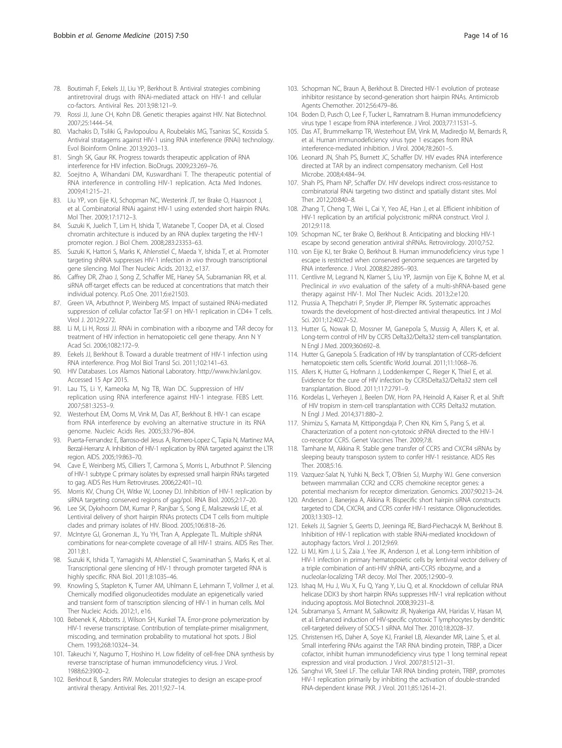78. Boutimah F, Eekels JJ, Liu YP, Berkhout B. Antiviral strategies combining antiretroviral drugs with RNAi-mediated attack on HIV-1 and cellular co-factors. Antiviral Res. 2013;98:121–9.
79. Rossi JJ, June CH, Kohn DB. Genetic therapies against HIV. Nat Biotechnol. 2007;25:1444–54.
80. Vlachakis D, Tsiliki G, Pavlopoulou A, Roubelakis MG, Tsaniras SC, Kossida S. Antiviral stratagems against HIV-1 using RNA interference (RNAi) technology. Evol Bioinform Online. 2013;9:203–13.
81. Singh SK, Gaur RK. Progress towards therapeutic application of RNA interference for HIV infection. BioDrugs. 2009;23:269–76.
82. Soejitno A, Wihandani DM, Kuswardhani T. The therapeutic potential of RNA interference in controlling HIV-1 replication. Acta Med Indones. 2009;41:215–21.
83. Liu YP, von Eije KJ, Schopman NC, Westerink JT, ter Brake O, Haasnoot J, et al. Combinatorial RNAi against HIV-1 using extended short hairpin RNAs. Mol Ther. 2009;17:1712–3.
84. Suzuki K, Juelich T, Lim H, Ishida T, Watanebe T, Cooper DA, et al. Closed chromatin architecture is induced by an RNA duplex targeting the HIV-1 promoter region. J Biol Chem. 2008;283:23353–63.
85. Suzuki K, Hattori S, Marks K, Ahlenstiel C, Maeda Y, Ishida T, et al. Promoter targeting shRNA suppresses HIV-1 infection *in vivo* through transcriptional gene silencing. Mol Ther Nucleic Acids. 2013;2, e137.
86. Caffrey DR, Zhao J, Song Z, Schaffer ME, Haney SA, Subramanian RR, et al. siRNA off-target effects can be reduced at concentrations that match their individual potency. PLoS One. 2011;6:e21503.
87. Green VA, Arbuthnot P, Weinberg MS. Impact of sustained RNAi-mediated suppression of cellular cofactor Tat-SF1 on HIV-1 replication in CD4+ T cells. Virol J. 2012;9:272.
88. Li M, Li H, Rossi JJ. RNAi in combination with a ribozyme and TAR decoy for treatment of HIV infection in hematopoietic cell gene therapy. Ann N Y Acad Sci. 2006;1082:172–9.
89. Eekels JJ, Berkhout B. Toward a durable treatment of HIV-1 infection using RNA interference. Prog Mol Biol Transl Sci. 2011;102:141–63.
90. HIV Databases. Los Alamos National Laboratory. http://www.hiv.lanl.gov. Accessed 15 Apr 2015.
91. Lau TS, Li Y, Kameoka M, Ng TB, Wan DC. Suppression of HIV replication using RNA interference against HIV-1 integrase. FEBS Lett. 2007;581:3253–9.
92. Westerhout EM, Ooms M, Vink M, Das AT, Berkhout B. HIV-1 can escape from RNA interference by evolving an alternative structure in its RNA genome. Nucleic Acids Res. 2005;33:796–804.
93. Puerta-Fernandez E, Barroso-del Jesus A, Romero-Lopez C, Tapia N, Martinez MA, Berzal-Herranz A. Inhibition of HIV-1 replication by RNA targeted against the LTR region. AIDS. 2005;19:863–70.
94. Cave E, Weinberg MS, Cilliers T, Carmona S, Morris L, Arbuthnot P. Silencing of HIV-1 subtype C primary isolates by expressed small hairpin RNAs targeted to gag. AIDS Res Hum Retroviruses. 2006;22:401–10.
95. Morris KV, Chung CH, Witke W, Looney DJ. Inhibition of HIV-1 replication by siRNA targeting conserved regions of gag/pol. RNA Biol. 2005;2:17–20.
96. Lee SK, Dykxhoorn DM, Kumar P, Ranjbar S, Song E, Maliszewski LE, et al. Lentiviral delivery of short hairpin RNAs protects CD4 T cells from multiple clades and primary isolates of HIV. Blood. 2005;106:818–26.
97. McIntyre GJ, Groneman JL, Yu YH, Tran A, Applegate TL. Multiple shRNA combinations for near-complete coverage of all HIV-1 strains. AIDS Res Ther. 2011;8:1.
98. Suzuki K, Ishida T, Yamagishi M, Ahlenstiel C, Swaminathan S, Marks K, et al. Transcriptional gene silencing of HIV-1 through promoter targeted RNA is highly specific. RNA Biol. 2011;8:1035–46.
99. Knowling S, Stapleton K, Turner AM, Uhlmann E, Lehmann T, Vollmer J, et al. Chemically modified oligonucleotides modulate an epigenetically varied and transient form of transcription silencing of HIV-1 in human cells. Mol Ther Nucleic Acids. 2012;1, e16.
100. Bebenek K, Abbotts J, Wilson SH, Kunkel TA. Error-prone polymerization by HIV-1 reverse transcriptase. Contribution of template-primer misalignment, miscoding, and termination probability to mutational hot spots. J Biol Chem. 1993;268:10324–34.
101. Takeuchi Y, Nagumo T, Hoshino H. Low fidelity of cell-free DNA synthesis by reverse transcriptase of human immunodeficiency virus. J Virol. 1988;62:3900–2.
102. Berkhout B, Sanders RW. Molecular strategies to design an escape-proof antiviral therapy. Antiviral Res. 2011;92:7–14.
103. Schopman NC, Braun A, Berkhout B. Directed HIV-1 evolution of protease inhibitor resistance by second-generation short hairpin RNAs. Antimicrob Agents Chemother. 2012;56:479–86.
104. Boden D, Pusch O, Lee F, Tucker L, Ramratnam B. Human immunodeficiency virus type 1 escape from RNA interference. J Virol. 2003;77:11531–5.
105. Das AT, Brummelkamp TR, Westerhout EM, Vink M, Madiredjo M, Bernards R, et al. Human immunodeficiency virus type 1 escapes from RNA interference-mediated inhibition. J Virol. 2004;78:2601–5.
106. Leonard JN, Shah PS, Burnett JC, Schaffer DV. HIV evades RNA interference directed at TAR by an indirect compensatory mechanism. Cell Host Microbe. 2008;4:484–94.
107. Shah PS, Pham NP, Schaffer DV. HIV develops indirect cross-resistance to combinatorial RNAi targeting two distinct and spatially distant sites. Mol Ther. 2012;20:840–8.
108. Zhang T, Cheng T, Wei L, Cai Y, Yeo AE, Han J, et al. Efficient inhibition of HIV-1 replication by an artificial polycistronic miRNA construct. Virol J. 2012;9:118.
109. Schopman NC, ter Brake O, Berkhout B. Anticipating and blocking HIV-1 escape by second generation antiviral shRNAs. Retrovirology. 2010;7:52.
110. von Eije KJ, ter Brake O, Berkhout B. Human immunodeficiency virus type 1 escape is restricted when conserved genome sequences are targeted by RNA interference. J Virol. 2008;82:2895–903.
111. Centlivre M, Legrand N, Klamer S, Liu YP, Jasmijn von Eije K, Bohne M, et al. Preclinical *in vivo* evaluation of the safety of a multi-shRNA-based gene therapy against HIV-1. Mol Ther Nucleic Acids. 2013;2:e120.
112. Prussia A, Thepchatri P, Snyder JP, Plemper RK. Systematic approaches towards the development of host-directed antiviral therapeutics. Int J Mol Sci. 2011;12:4027–52.
113. Hutter G, Nowak D, Mossner M, Ganepola S, Mussig A, Allers K, et al. Long-term control of HIV by CCR5 Delta32/Delta32 stem-cell transplantation. N Engl J Med. 2009;360:692–8.
114. Hutter G, Ganepola S. Eradication of HIV by transplantation of CCR5-deficient hematopoietic stem cells. Scientific World Journal. 2011;11:1068–76.
115. Allers K, Hutter G, Hofmann J, Loddenkemper C, Rieger K, Thiel E, et al. Evidence for the cure of HIV infection by CCR5Delta32/Delta32 stem cell transplantation. Blood. 2011;117:2791–9.
116. Kordelas L, Verheyen J, Beelen DW, Horn PA, Heinold A, Kaiser R, et al. Shift of HIV tropism in stem-cell transplantation with CCR5 Delta32 mutation. N Engl J Med. 2014;371:880–2.
117. Shimizu S, Kamata M, Kittipongdaja P, Chen KN, Kim S, Pang S, et al. Characterization of a potent non-cytotoxic shRNA directed to the HIV-1 co-receptor CCR5. Genet Vaccines Ther. 2009;7:8.
118. Tamhane M, Akkina R. Stable gene transfer of CCR5 and CXCR4 siRNAs by sleeping beauty transposon system to confer HIV-1 resistance. AIDS Res Ther. 2008;5:16.
119. Vazquez-Salat N, Yuhki N, Beck T, O'Brien SJ, Murphy WJ. Gene conversion between mammalian CCR2 and CCR5 chemokine receptor genes: a potential mechanism for receptor dimerization. Genomics. 2007;90:213–24.
120. Anderson J, Banerjea A, Akkina R. Bispecific short hairpin siRNA constructs targeted to CD4, CXCR4, and CCR5 confer HIV-1 resistance. Oligonucleotides. 2003;13:303–12.
121. Eekels JJ, Sagnier S, Geerts D, Jeeninga RE, Biard-Piechaczyk M, Berkhout B. Inhibition of HIV-1 replication with stable RNAi-mediated knockdown of autophagy factors. Virol J. 2012;9:69.
122. Li MJ, Kim J, Li S, Zaia J, Yee JK, Anderson J, et al. Long-term inhibition of HIV-1 infection in primary hematopoietic cells by lentiviral vector delivery of a triple combination of anti-HIV shRNA, anti-CCR5 ribozyme, and a nucleolar-localizing TAR decoy. Mol Ther. 2005;12:900–9.
123. Ishaq M, Hu J, Wu X, Fu Q, Yang Y, Liu Q, et al. Knockdown of cellular RNA helicase DDX3 by short hairpin RNAs suppresses HIV-1 viral replication without inducing apoptosis. Mol Biotechnol. 2008;39:231–8.
124. Subramanya S, Armant M, Salkowitz JR, Nyakeriga AM, Haridas V, Hasan M, et al. Enhanced induction of HIV-specific cytotoxic T lymphocytes by dendritic cell-targeted delivery of SOCS-1 siRNA. Mol Ther. 2010;18:2028–37.
125. Christensen HS, Daher A, Soye KJ, Frankel LB, Alexander MR, Laine S, et al. Small interfering RNAs against the TAR RNA binding protein, TRBP, a Dicer cofactor, inhibit human immunodeficiency virus type 1 long terminal repeat expression and viral production. J Virol. 2007;81:5121–31.
126. Sanghvi VR, Steel LF. The cellular TAR RNA binding protein, TRBP, promotes HIV-1 replication primarily by inhibiting the activation of double-stranded RNA-dependent kinase PKR. J Virol. 2011;85:12614–21.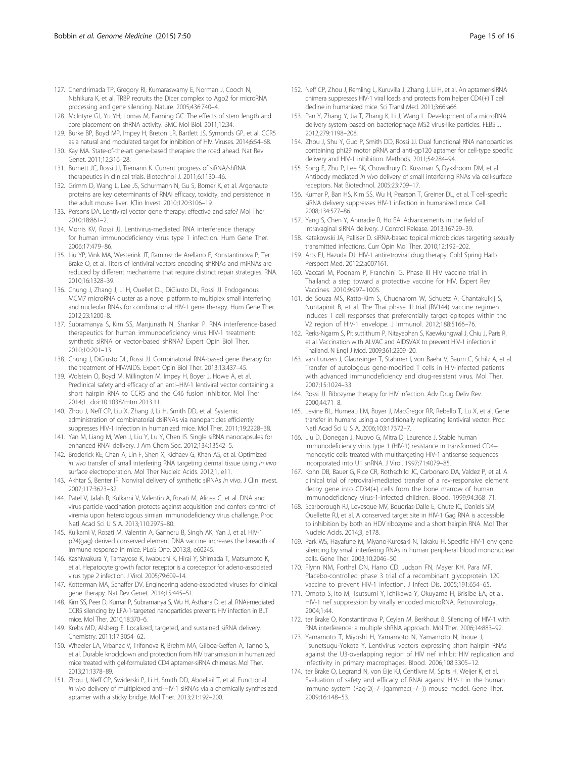127. Chendrimada TP, Gregory RI, Kumaraswamy E, Norman J, Cooch N, Nishikura K, et al. TRBP recruits the Dicer complex to Ago2 for microRNA processing and gene silencing. Nature. 2005;436:740–4.
128. McIntyre GJ, Yu YH, Lomas M, Fanning GC. The effects of stem length and core placement on shRNA activity. BMC Mol Biol. 2011;12:34.
129. Burke BP, Boyd MP, Impey H, Breton LR, Bartlett JS, Symonds GP, et al. CCR5 as a natural and modulated target for inhibition of HIV. Viruses. 2014;6:54–68.
130. Kay MA. State-of-the-art gene-based therapies: the road ahead. Nat Rev Genet. 2011;12:316–28.
131. Burnett JC, Rossi JJ, Tiemann K. Current progress of siRNA/shRNA therapeutics in clinical trials. Biotechnol J. 2011;6:1130–46.
132. Grimm D, Wang L, Lee JS, Schurmann N, Gu S, Borner K, et al. Argonaute proteins are key determinants of RNAi efficacy, toxicity, and persistence in the adult mouse liver. JClin Invest. 2010;120:3106–19.
133. Persons DA. Lentiviral vector gene therapy: effective and safe? Mol Ther. 2010;18:861–2.
134. Morris KV, Rossi JJ. Lentivirus-mediated RNA interference therapy for human immunodeficiency virus type 1 infection. Hum Gene Ther. 2006;17:479–86.
135. Liu YP, Vink MA, Westerink JT, Ramirez de Arellano E, Konstantinova P, Ter Brake O, et al. Titers of lentiviral vectors encoding shRNAs and miRNAs are reduced by different mechanisms that require distinct repair strategies. RNA. 2010;16:1328–39.
136. Chung J, Zhang J, Li H, Ouellet DL, DiGiusto DL, Rossi JJ. Endogenous MCM7 microRNA cluster as a novel platform to multiplex small interfering and nucleolar RNAs for combinational HIV-1 gene therapy. Hum Gene Ther. 2012;23:1200–8.
137. Subramanya S, Kim SS, Manjunath N, Shankar P. RNA interference-based therapeutics for human immunodeficiency virus HIV-1 treatment: synthetic siRNA or vector-based shRNA? Expert Opin Biol Ther. 2010;10:201–13.
138. Chung J, DiGiusto DL, Rossi JJ. Combinatorial RNA-based gene therapy for the treatment of HIV/AIDS. Expert Opin Biol Ther. 2013;13:437–45.
139. Wolstein O, Boyd M, Millington M, Impey H, Boyer J, Howe A, et al. Preclinical safety and efficacy of an anti–HIV-1 lentiviral vector containing a short hairpin RNA to CCR5 and the C46 fusion inhibitor. Mol Ther. 2014;1. doi:10.1038/mtm.2013.11.
140. Zhou J, Neff CP, Liu X, Zhang J, Li H, Smith DD, et al. Systemic administration of combinatorial dsiRNAs via nanoparticles efficiently suppresses HIV-1 infection in humanized mice. Mol Ther. 2011;19:2228–38.
141. Yan M, Liang M, Wen J, Liu Y, Lu Y, Chen IS. Single siRNA nanocapsules for enhanced RNAi delivery. J Am Chem Soc. 2012;134:13542–5.
142. Broderick KE, Chan A, Lin F, Shen X, Kichaev G, Khan AS, et al. Optimized *in vivo* transfer of small interfering RNA targeting dermal tissue using *in vivo* surface electroporation. Mol Ther Nucleic Acids. 2012;1, e11.
143. Akhtar S, Benter IF. Nonviral delivery of synthetic siRNAs *in vivo*. J Clin Invest. 2007;117:3623–32.
144. Patel V, Jalah R, Kulkarni V, Valentin A, Rosati M, Alicea C, et al. DNA and virus particle vaccination protects against acquisition and confers control of viremia upon heterologous simian immunodeficiency virus challenge. Proc Natl Acad Sci U S A. 2013;110:2975–80.
145. Kulkarni V, Rosati M, Valentin A, Ganneru B, Singh AK, Yan J, et al. HIV-1 p24(gag) derived conserved element DNA vaccine increases the breadth of immune response in mice. PLoS One. 2013;8, e60245.
146. Kashiwakura Y, Tamayose K, Iwabuchi K, Hirai Y, Shimada T, Matsumoto K, et al. Hepatocyte growth factor receptor is a coreceptor for adeno-associated virus type 2 infection. J Virol. 2005;79:609–14.
147. Kotterman MA, Schaffer DV. Engineering adeno-associated viruses for clinical gene therapy. Nat Rev Genet. 2014;15:445–51.
148. Kim SS, Peer D, Kumar P, Subramanya S, Wu H, Asthana D, et al. RNAi-mediated CCR5 silencing by LFA-1-targeted nanoparticles prevents HIV infection in BLT mice. Mol Ther. 2010;18:370–6.
149. Krebs MD, Alsberg E. Localized, targeted, and sustained siRNA delivery. Chemistry. 2011;17:3054–62.
150. Wheeler LA, Vrbanac V, Trifonova R, Brehm MA, Gilboa-Geffen A, Tanno S, et al. Durable knockdown and protection from HIV transmission in humanized mice treated with gel-formulated CD4 aptamer-siRNA chimeras. Mol Ther. 2013;21:1378–89.
151. Zhou J, Neff CP, Swiderski P, Li H, Smith DD, Aboellail T, et al. Functional *in vivo* delivery of multiplexed anti-HIV-1 siRNAs via a chemically synthesized aptamer with a sticky bridge. Mol Ther. 2013;21:192–200.
152. Neff CP, Zhou J, Remling L, Kuruvilla J, Zhang J, Li H, et al. An aptamer-siRNA chimera suppresses HIV-1 viral loads and protects from helper CD4(+) T cell decline in humanized mice. Sci Transl Med. 2011;3:66ra66.
153. Pan Y, Zhang Y, Jia T, Zhang K, Li J, Wang L. Development of a microRNA delivery system based on bacteriophage MS2 virus-like particles. FEBS J. 2012;279:1198–208.
154. Zhou J, Shu Y, Guo P, Smith DD, Rossi JJ. Dual functional RNA nanoparticles containing phi29 motor pRNA and anti-gp120 aptamer for cell-type specific delivery and HIV-1 inhibition. Methods. 2011;54:284–94.
155. Song E, Zhu P, Lee SK, Chowdhury D, Kussman S, Dykxhoorn DM, et al. Antibody mediated *in vivo* delivery of small interfering RNAs via cell-surface receptors. Nat Biotechnol. 2005;23:709–17.
156. Kumar P, Ban HS, Kim SS, Wu H, Pearson T, Greiner DL, et al. T cell-specific siRNA delivery suppresses HIV-1 infection in humanized mice. Cell. 2008;134:577–86.
157. Yang S, Chen Y, Ahmadie R, Ho EA. Advancements in the field of intravaginal siRNA delivery. J Control Release. 2013;167:29–39.
158. Katakowski JA, Palliser D. siRNA-based topical microbicides targeting sexually transmitted infections. Curr Opin Mol Ther. 2010;12:192–202.
159. Arts EJ, Hazuda DJ. HIV-1 antiretroviral drug therapy. Cold Spring Harb Perspect Med. 2012;2:a007161.
160. Vaccari M, Poonam P, Franchini G. Phase III HIV vaccine trial in Thailand: a step toward a protective vaccine for HIV. Expert Rev Vaccines. 2010;9:997–1005.
161. de Souza MS, Ratto-Kim S, Chuenarom W, Schuetz A, Chantakulkij S, Nuntapinit B, et al. The Thai phase III trial (RV144) vaccine regimen induces T cell responses that preferentially target epitopes within the V2 region of HIV-1 envelope. J Immunol. 2012;188:5166–76.
162. Rerks-Ngarm S, Pitisuttithum P, Nitayaphan S, Kaewkungwal J, Chiu J, Paris R, et al. Vaccination with ALVAC and AIDSVAX to prevent HIV-1 infection in Thailand. N Engl J Med. 2009;361:2209–20.
163. van Lunzen J, Glaunsinger T, Stahmer I, von Baehr V, Baum C, Schilz A, et al. Transfer of autologous gene-modified T cells in HIV-infected patients with advanced immunodeficiency and drug-resistant virus. Mol Ther. 2007;15:1024–33.
164. Rossi JJ. Ribozyme therapy for HIV infection. Adv Drug Deliv Rev. 2000;44:71–8.
165. Levine BL, Humeau LM, Boyer J, MacGregor RR, Rebello T, Lu X, et al. Gene transfer in humans using a conditionally replicating lentiviral vector. Proc Natl Acad Sci U S A. 2006;103:17372–7.
166. Liu D, Donegan J, Nuovo G, Mitra D, Laurence J. Stable human immunodeficiency virus type 1 (HIV-1) resistance in transformed CD4+ monocytic cells treated with multitargeting HIV-1 antisense sequences incorporated into U1 snRNA. J Virol. 1997;71:4079–85.
167. Kohn DB, Bauer G, Rice CR, Rothschild JC, Carbonaro DA, Valdez P, et al. A clinical trial of retroviral-mediated transfer of a rev-responsive element decoy gene into CD34(+) cells from the bone marrow of human immunodeficiency virus-1-infected children. Blood. 1999;94:368–71.
168. Scarborough RJ, Levesque MV, Boudrias-Dalle E, Chute IC, Daniels SM, Ouellette RJ, et al. A conserved target site in HIV-1 Gag RNA is accessible to inhibition by both an HDV ribozyme and a short hairpin RNA. Mol Ther Nucleic Acids. 2014;3, e178.
169. Park WS, Hayafune M, Miyano-Kurosaki N, Takaku H. Specific HIV-1 env gene silencing by small interfering RNAs in human peripheral blood mononuclear cells. Gene Ther. 2003;10:2046–50.
170. Flynn NM, Forthal DN, Harro CD, Judson FN, Mayer KH, Para MF. Placebo-controlled phase 3 trial of a recombinant glycoprotein 120 vaccine to prevent HIV-1 infection. J Infect Dis. 2005;191:654–65.
171. Omoto S, Ito M, Tsutsumi Y, Ichikawa Y, Okuyama H, Brisibe EA, et al. HIV-1 nef suppression by virally encoded microRNA. Retrovirology. 2004;1:44.
172. ter Brake O, Konstantinova P, Ceylan M, Berkhout B. Silencing of HIV-1 with RNA interference: a multiple shRNA approach. Mol Ther. 2006;14:883–92.
173. Yamamoto T, Miyoshi H, Yamamoto N, Yamamoto N, Inoue J, Tsunetsugu-Yokota Y. Lentivirus vectors expressing short hairpin RNAs against the U3-overlapping region of HIV nef inhibit HIV replication and infectivity in primary macrophages. Blood. 2006;108:3305–12.
174. ter Brake O, Legrand N, von Eije KJ, Centlivre M, Spits H, Weijer K, et al. Evaluation of safety and efficacy of RNAi against HIV-1 in the human immune system (Rag-2(−/−)gammac(−/−)) mouse model. Gene Ther. 2009;16:148–53.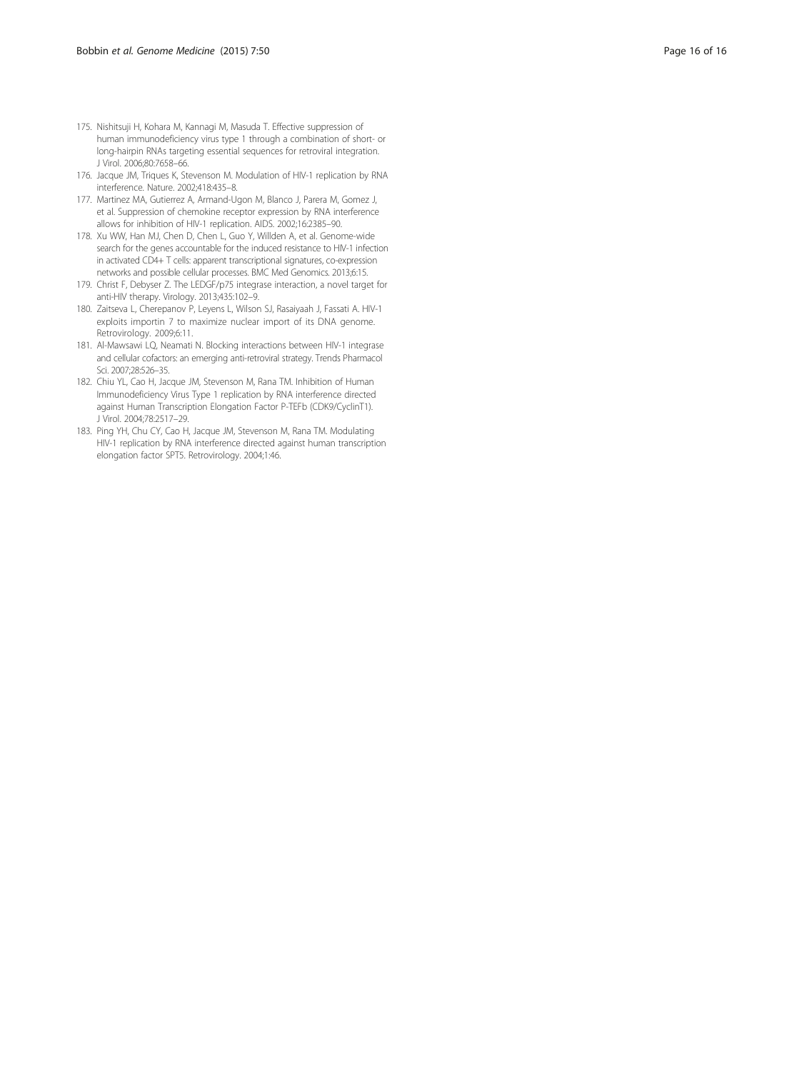175. Nishitsuji H, Kohara M, Kannagi M, Masuda T. Effective suppression of human immunodeficiency virus type 1 through a combination of short- or long-hairpin RNAs targeting essential sequences for retroviral integration. J Virol. 2006;80:7658–66.
176. Jacque JM, Triques K, Stevenson M. Modulation of HIV-1 replication by RNA interference. Nature. 2002;418:435–8.
177. Martinez MA, Gutierrez A, Armand-Ugon M, Blanco J, Parera M, Gomez J, et al. Suppression of chemokine receptor expression by RNA interference allows for inhibition of HIV-1 replication. AIDS. 2002;16:2385–90.
178. Xu WW, Han MJ, Chen D, Chen L, Guo Y, Willden A, et al. Genome-wide search for the genes accountable for the induced resistance to HIV-1 infection in activated CD4+ T cells: apparent transcriptional signatures, co-expression networks and possible cellular processes. BMC Med Genomics. 2013;6:15.
179. Christ F, Debyser Z. The LEDGF/p75 integrase interaction, a novel target for anti-HIV therapy. Virology. 2013;435:102–9.
180. Zaitseva L, Cherepanov P, Leyens L, Wilson SJ, Rasaiyaah J, Fassati A. HIV-1 exploits importin 7 to maximize nuclear import of its DNA genome. Retrovirology. 2009;6:11.
181. Al-Mawsawi LQ, Neamati N. Blocking interactions between HIV-1 integrase and cellular cofactors: an emerging anti-retroviral strategy. Trends Pharmacol Sci. 2007;28:526–35.
182. Chiu YL, Cao H, Jacque JM, Stevenson M, Rana TM. Inhibition of Human Immunodeficiency Virus Type 1 replication by RNA interference directed against Human Transcription Elongation Factor P-TEFb (CDK9/CyclinT1). J Virol. 2004;78:2517–29.
183. Ping YH, Chu CY, Cao H, Jacque JM, Stevenson M, Rana TM. Modulating HIV-1 replication by RNA interference directed against human transcription elongation factor SPT5. Retrovirology. 2004;1:46.